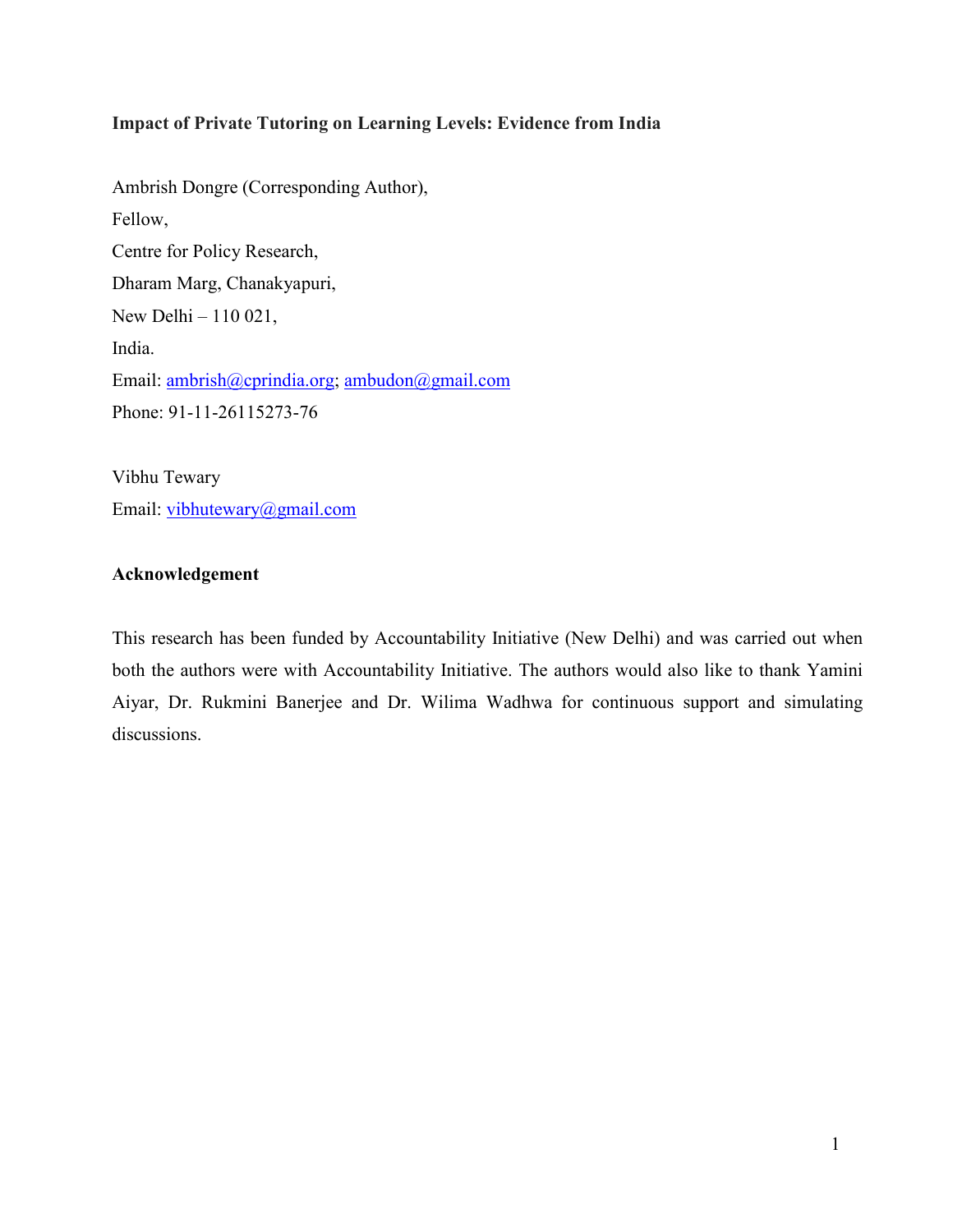**Impact of Private Tutoring on Learning Levels: Evidence from India**

Ambrish Dongre (Corresponding Author),
Fellow,
Centre for Policy Research,
Dharam Marg, Chanakyapuri,
New Delhi – 110 021,
India.
Email: ambrish@cprindia.org; ambudon@gmail.com
Phone: 91-11-26115273-76

Vibhu Tewary
Email: vibhutewary@gmail.com

**Acknowledgement**

This research has been funded by Accountability Initiative (New Delhi) and was carried out when both the authors were with Accountability Initiative. The authors would also like to thank Yamini Aiyar, Dr. Rukmini Banerjee and Dr. Wilima Wadhwa for continuous support and simulating discussions.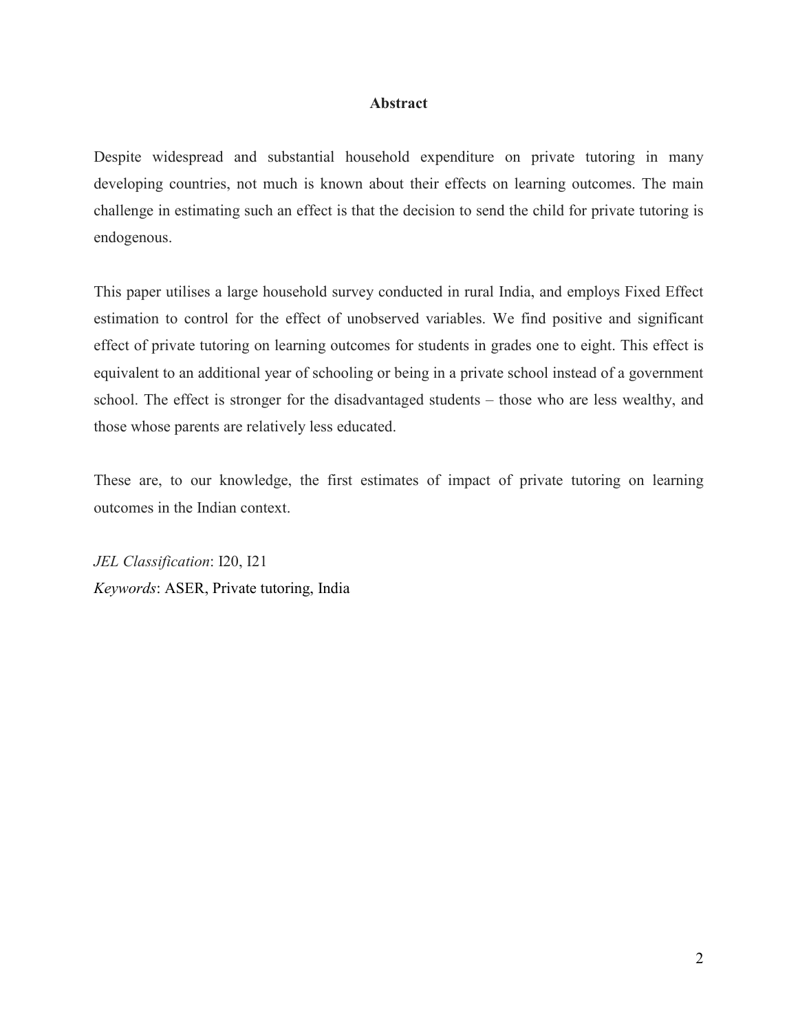## Abstract

Despite widespread and substantial household expenditure on private tutoring in many developing countries, not much is known about their effects on learning outcomes. The main challenge in estimating such an effect is that the decision to send the child for private tutoring is endogenous.

This paper utilises a large household survey conducted in rural India, and employs Fixed Effect estimation to control for the effect of unobserved variables. We find positive and significant effect of private tutoring on learning outcomes for students in grades one to eight. This effect is equivalent to an additional year of schooling or being in a private school instead of a government school. The effect is stronger for the disadvantaged students – those who are less wealthy, and those whose parents are relatively less educated.

These are, to our knowledge, the first estimates of impact of private tutoring on learning outcomes in the Indian context.

*JEL Classification*: I20, I21
*Keywords*: ASER, Private tutoring, India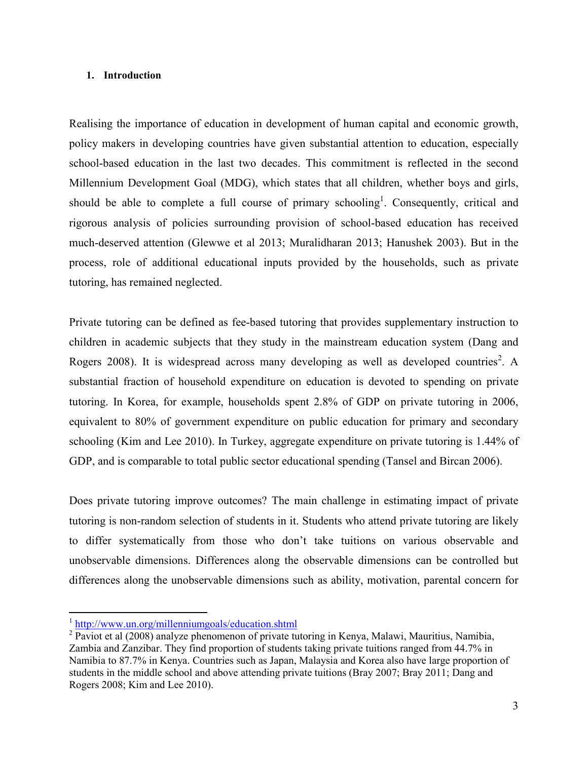## 1. Introduction

Realising the importance of education in development of human capital and economic growth, policy makers in developing countries have given substantial attention to education, especially school-based education in the last two decades. This commitment is reflected in the second Millennium Development Goal (MDG), which states that all children, whether boys and girls, should be able to complete a full course of primary schooling[1]. Consequently, critical and rigorous analysis of policies surrounding provision of school-based education has received much-deserved attention (Glewwe et al 2013; Muralidharan 2013; Hanushek 2003). But in the process, role of additional educational inputs provided by the households, such as private tutoring, has remained neglected.

Private tutoring can be defined as fee-based tutoring that provides supplementary instruction to children in academic subjects that they study in the mainstream education system (Dang and Rogers 2008). It is widespread across many developing as well as developed countries[2]. A substantial fraction of household expenditure on education is devoted to spending on private tutoring. In Korea, for example, households spent 2.8% of GDP on private tutoring in 2006, equivalent to 80% of government expenditure on public education for primary and secondary schooling (Kim and Lee 2010). In Turkey, aggregate expenditure on private tutoring is 1.44% of GDP, and is comparable to total public sector educational spending (Tansel and Bircan 2006).

Does private tutoring improve outcomes? The main challenge in estimating impact of private tutoring is non-random selection of students in it. Students who attend private tutoring are likely to differ systematically from those who don't take tuitions on various observable and unobservable dimensions. Differences along the observable dimensions can be controlled but differences along the unobservable dimensions such as ability, motivation, parental concern for

---

[1] http://www.un.org/millenniumgoals/education.shtml

[2] Paviot et al (2008) analyze phenomenon of private tutoring in Kenya, Malawi, Mauritius, Namibia, Zambia and Zanzibar. They find proportion of students taking private tuitions ranged from 44.7% in Namibia to 87.7% in Kenya. Countries such as Japan, Malaysia and Korea also have large proportion of students in the middle school and above attending private tuitions (Bray 2007; Bray 2011; Dang and Rogers 2008; Kim and Lee 2010).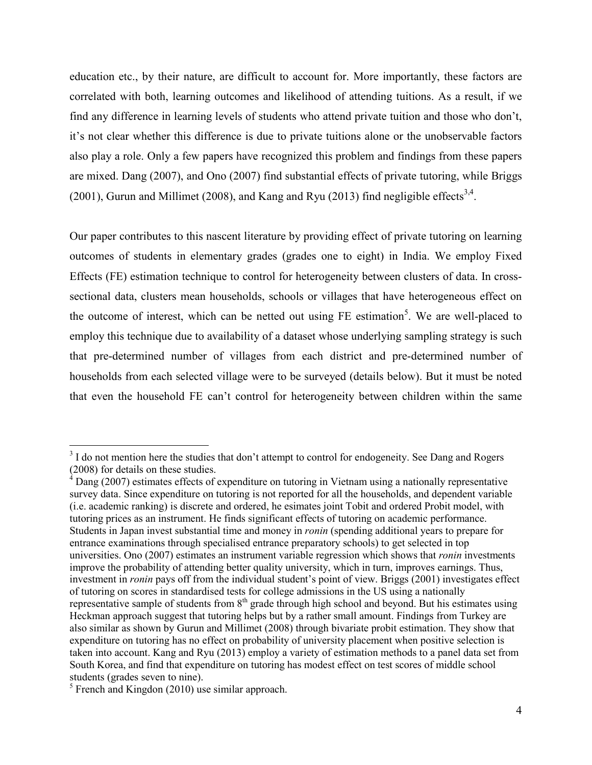education etc., by their nature, are difficult to account for. More importantly, these factors are correlated with both, learning outcomes and likelihood of attending tuitions. As a result, if we find any difference in learning levels of students who attend private tuition and those who don't, it's not clear whether this difference is due to private tuitions alone or the unobservable factors also play a role. Only a few papers have recognized this problem and findings from these papers are mixed. Dang (2007), and Ono (2007) find substantial effects of private tutoring, while Briggs (2001), Gurun and Millimet (2008), and Kang and Ryu (2013) find negligible effects[3,4].

Our paper contributes to this nascent literature by providing effect of private tutoring on learning outcomes of students in elementary grades (grades one to eight) in India. We employ Fixed Effects (FE) estimation technique to control for heterogeneity between clusters of data. In cross-sectional data, clusters mean households, schools or villages that have heterogeneous effect on the outcome of interest, which can be netted out using FE estimation[5]. We are well-placed to employ this technique due to availability of a dataset whose underlying sampling strategy is such that pre-determined number of villages from each district and pre-determined number of households from each selected village were to be surveyed (details below). But it must be noted that even the household FE can't control for heterogeneity between children within the same

---

[3] I do not mention here the studies that don't attempt to control for endogeneity. See Dang and Rogers (2008) for details on these studies.

[4] Dang (2007) estimates effects of expenditure on tutoring in Vietnam using a nationally representative survey data. Since expenditure on tutoring is not reported for all the households, and dependent variable (i.e. academic ranking) is discrete and ordered, he esimates joint Tobit and ordered Probit model, with tutoring prices as an instrument. He finds significant effects of tutoring on academic performance. Students in Japan invest substantial time and money in *ronin* (spending additional years to prepare for entrance examinations through specialised entrance preparatory schools) to get selected in top universities. Ono (2007) estimates an instrument variable regression which shows that *ronin* investments improve the probability of attending better quality university, which in turn, improves earnings. Thus, investment in *ronin* pays off from the individual student's point of view. Briggs (2001) investigates effect of tutoring on scores in standardised tests for college admissions in the US using a nationally representative sample of students from 8th grade through high school and beyond. But his estimates using Heckman approach suggest that tutoring helps but by a rather small amount. Findings from Turkey are also similar as shown by Gurun and Millimet (2008) through bivariate probit estimation. They show that expenditure on tutoring has no effect on probability of university placement when positive selection is taken into account. Kang and Ryu (2013) employ a variety of estimation methods to a panel data set from South Korea, and find that expenditure on tutoring has modest effect on test scores of middle school students (grades seven to nine).

[5] French and Kingdon (2010) use similar approach.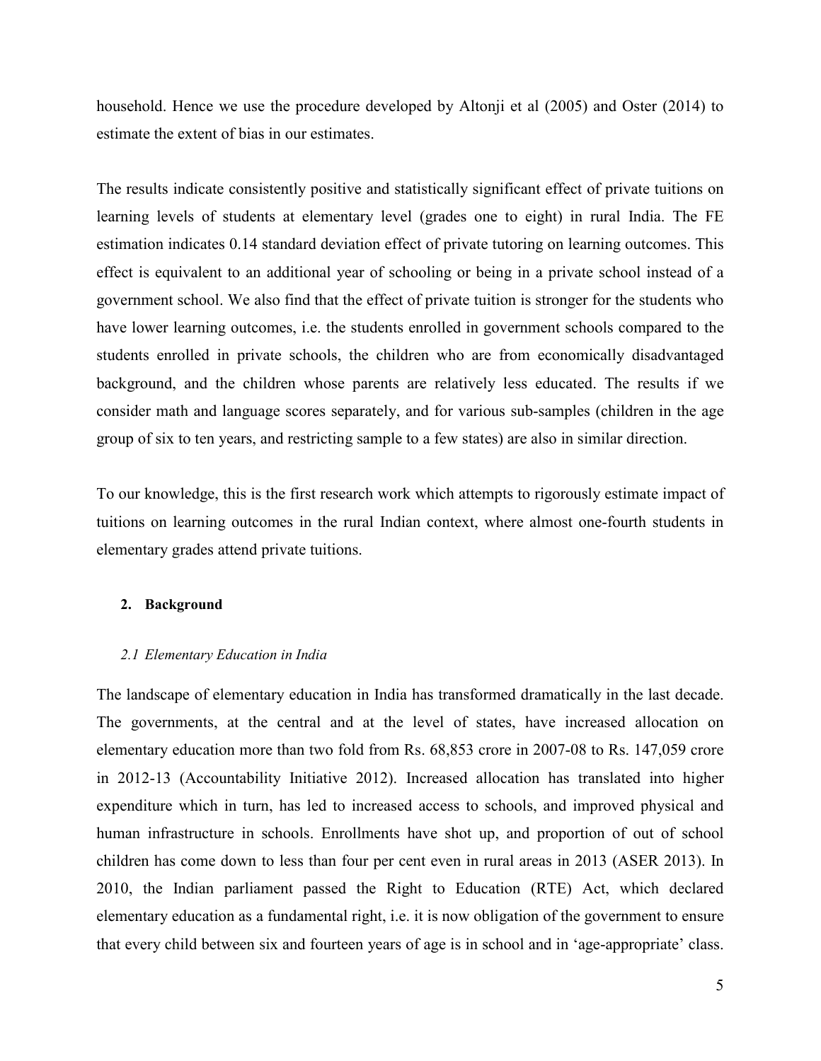household. Hence we use the procedure developed by Altonji et al (2005) and Oster (2014) to estimate the extent of bias in our estimates.

The results indicate consistently positive and statistically significant effect of private tuitions on learning levels of students at elementary level (grades one to eight) in rural India. The FE estimation indicates 0.14 standard deviation effect of private tutoring on learning outcomes. This effect is equivalent to an additional year of schooling or being in a private school instead of a government school. We also find that the effect of private tuition is stronger for the students who have lower learning outcomes, i.e. the students enrolled in government schools compared to the students enrolled in private schools, the children who are from economically disadvantaged background, and the children whose parents are relatively less educated. The results if we consider math and language scores separately, and for various sub-samples (children in the age group of six to ten years, and restricting sample to a few states) are also in similar direction.

To our knowledge, this is the first research work which attempts to rigorously estimate impact of tuitions on learning outcomes in the rural Indian context, where almost one-fourth students in elementary grades attend private tuitions.

## 2. Background

### *2.1 Elementary Education in India*

The landscape of elementary education in India has transformed dramatically in the last decade. The governments, at the central and at the level of states, have increased allocation on elementary education more than two fold from Rs. 68,853 crore in 2007-08 to Rs. 147,059 crore in 2012-13 (Accountability Initiative 2012). Increased allocation has translated into higher expenditure which in turn, has led to increased access to schools, and improved physical and human infrastructure in schools. Enrollments have shot up, and proportion of out of school children has come down to less than four per cent even in rural areas in 2013 (ASER 2013). In 2010, the Indian parliament passed the Right to Education (RTE) Act, which declared elementary education as a fundamental right, i.e. it is now obligation of the government to ensure that every child between six and fourteen years of age is in school and in 'age-appropriate' class.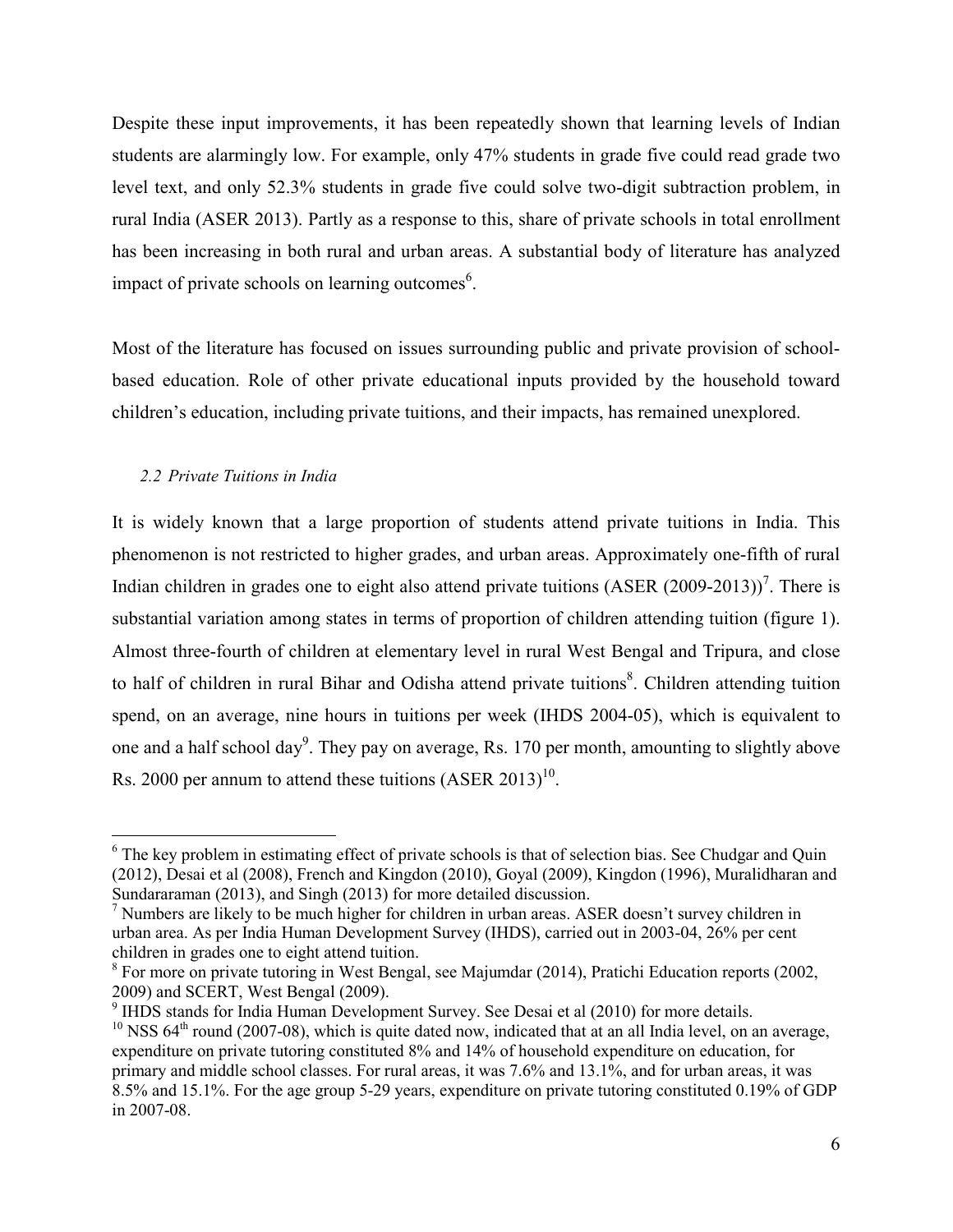Despite these input improvements, it has been repeatedly shown that learning levels of Indian students are alarmingly low. For example, only 47% students in grade five could read grade two level text, and only 52.3% students in grade five could solve two-digit subtraction problem, in rural India (ASER 2013). Partly as a response to this, share of private schools in total enrollment has been increasing in both rural and urban areas. A substantial body of literature has analyzed impact of private schools on learning outcomes[6].

Most of the literature has focused on issues surrounding public and private provision of school-based education. Role of other private educational inputs provided by the household toward children's education, including private tuitions, and their impacts, has remained unexplored.

### *2.2 Private Tuitions in India*

It is widely known that a large proportion of students attend private tuitions in India. This phenomenon is not restricted to higher grades, and urban areas. Approximately one-fifth of rural Indian children in grades one to eight also attend private tuitions (ASER (2009-2013))[7]. There is substantial variation among states in terms of proportion of children attending tuition (figure 1). Almost three-fourth of children at elementary level in rural West Bengal and Tripura, and close to half of children in rural Bihar and Odisha attend private tuitions[8]. Children attending tuition spend, on an average, nine hours in tuitions per week (IHDS 2004-05), which is equivalent to one and a half school day[9]. They pay on average, Rs. 170 per month, amounting to slightly above Rs. 2000 per annum to attend these tuitions (ASER 2013)[10].

---

[6] The key problem in estimating effect of private schools is that of selection bias. See Chudgar and Quin (2012), Desai et al (2008), French and Kingdon (2010), Goyal (2009), Kingdon (1996), Muralidharan and Sundararaman (2013), and Singh (2013) for more detailed discussion.

[7] Numbers are likely to be much higher for children in urban areas. ASER doesn't survey children in urban area. As per India Human Development Survey (IHDS), carried out in 2003-04, 26% per cent children in grades one to eight attend tuition.

[8] For more on private tutoring in West Bengal, see Majumdar (2014), Pratichi Education reports (2002, 2009) and SCERT, West Bengal (2009).

[9] IHDS stands for India Human Development Survey. See Desai et al (2010) for more details.

[10] NSS 64th round (2007-08), which is quite dated now, indicated that at an all India level, on an average, expenditure on private tutoring constituted 8% and 14% of household expenditure on education, for primary and middle school classes. For rural areas, it was 7.6% and 13.1%, and for urban areas, it was 8.5% and 15.1%. For the age group 5-29 years, expenditure on private tutoring constituted 0.19% of GDP in 2007-08.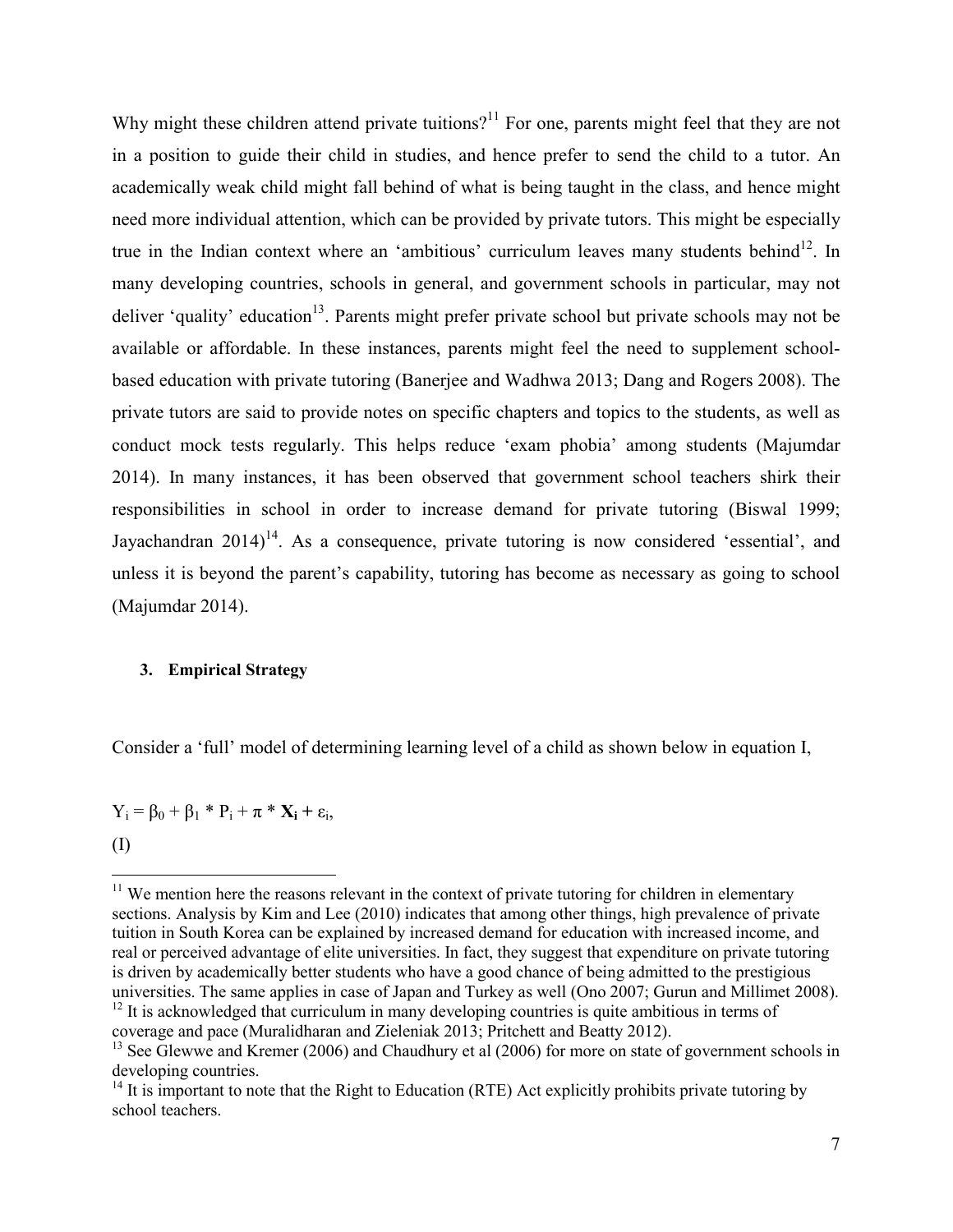Why might these children attend private tuitions?[11] For one, parents might feel that they are not in a position to guide their child in studies, and hence prefer to send the child to a tutor. An academically weak child might fall behind of what is being taught in the class, and hence might need more individual attention, which can be provided by private tutors. This might be especially true in the Indian context where an 'ambitious' curriculum leaves many students behind[12]. In many developing countries, schools in general, and government schools in particular, may not deliver 'quality' education[13]. Parents might prefer private school but private schools may not be available or affordable. In these instances, parents might feel the need to supplement school-based education with private tutoring (Banerjee and Wadhwa 2013; Dang and Rogers 2008). The private tutors are said to provide notes on specific chapters and topics to the students, as well as conduct mock tests regularly. This helps reduce 'exam phobia' among students (Majumdar 2014). In many instances, it has been observed that government school teachers shirk their responsibilities in school in order to increase demand for private tutoring (Biswal 1999; Jayachandran 2014)[14]. As a consequence, private tutoring is now considered 'essential', and unless it is beyond the parent's capability, tutoring has become as necessary as going to school (Majumdar 2014).

### 3. Empirical Strategy

Consider a 'full' model of determining learning level of a child as shown below in equation I,

$$Y_i = \beta_0 + \beta_1 * P_i + \pi * \mathbf{X_i} + \varepsilon_i, \quad \text{(I)}$$

---

[11] We mention here the reasons relevant in the context of private tutoring for children in elementary sections. Analysis by Kim and Lee (2010) indicates that among other things, high prevalence of private tuition in South Korea can be explained by increased demand for education with increased income, and real or perceived advantage of elite universities. In fact, they suggest that expenditure on private tutoring is driven by academically better students who have a good chance of being admitted to the prestigious universities. The same applies in case of Japan and Turkey as well (Ono 2007; Gurun and Millimet 2008).

[12] It is acknowledged that curriculum in many developing countries is quite ambitious in terms of coverage and pace (Muralidharan and Zieleniak 2013; Pritchett and Beatty 2012).

[13] See Glewwe and Kremer (2006) and Chaudhury et al (2006) for more on state of government schools in developing countries.

[14] It is important to note that the Right to Education (RTE) Act explicitly prohibits private tutoring by school teachers.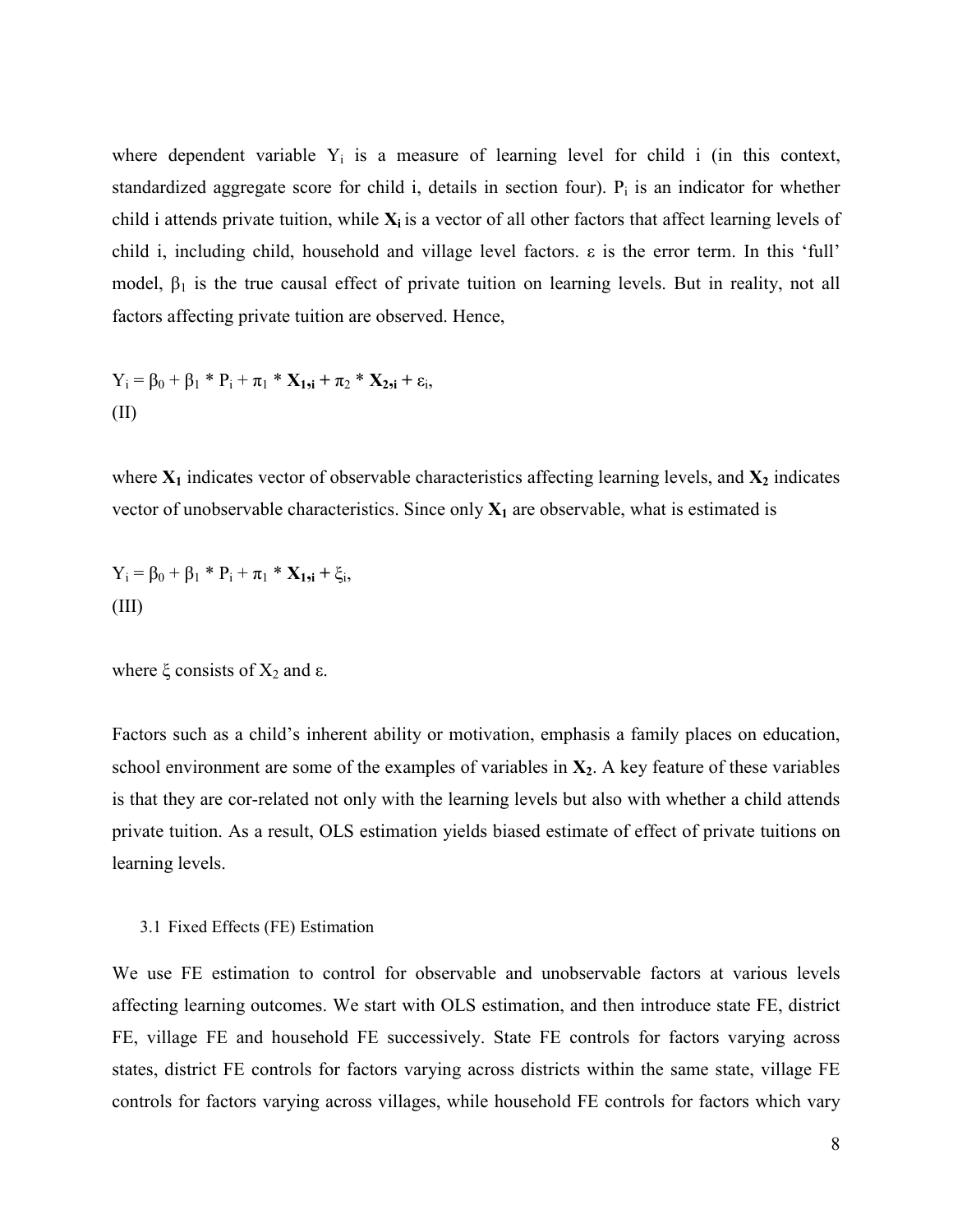where dependent variable $Y_i$ is a measure of learning level for child i (in this context, standardized aggregate score for child i, details in section four). $P_i$ is an indicator for whether child i attends private tuition, while $\mathbf{X_i}$ is a vector of all other factors that affect learning levels of child i, including child, household and village level factors. $\varepsilon$ is the error term. In this 'full' model, $\beta_1$ is the true causal effect of private tuition on learning levels. But in reality, not all factors affecting private tuition are observed. Hence,

$$Y_i = \beta_0 + \beta_1 * P_i + \pi_1 * \mathbf{X_{1,i}} + \pi_2 * \mathbf{X_{2,i}} + \varepsilon_i,$$
(II)

where $\mathbf{X_1}$ indicates vector of observable characteristics affecting learning levels, and $\mathbf{X_2}$ indicates vector of unobservable characteristics. Since only $\mathbf{X_1}$ are observable, what is estimated is

$$Y_i = \beta_0 + \beta_1 * P_i + \pi_1 * \mathbf{X_{1,i}} + \xi_i,$$
(III)

where $\xi$ consists of $X_2$ and $\varepsilon$.

Factors such as a child's inherent ability or motivation, emphasis a family places on education, school environment are some of the examples of variables in $\mathbf{X_2}$. A key feature of these variables is that they are cor-related not only with the learning levels but also with whether a child attends private tuition. As a result, OLS estimation yields biased estimate of effect of private tuitions on learning levels.

### 3.1 Fixed Effects (FE) Estimation

We use FE estimation to control for observable and unobservable factors at various levels affecting learning outcomes. We start with OLS estimation, and then introduce state FE, district FE, village FE and household FE successively. State FE controls for factors varying across states, district FE controls for factors varying across districts within the same state, village FE controls for factors varying across villages, while household FE controls for factors which vary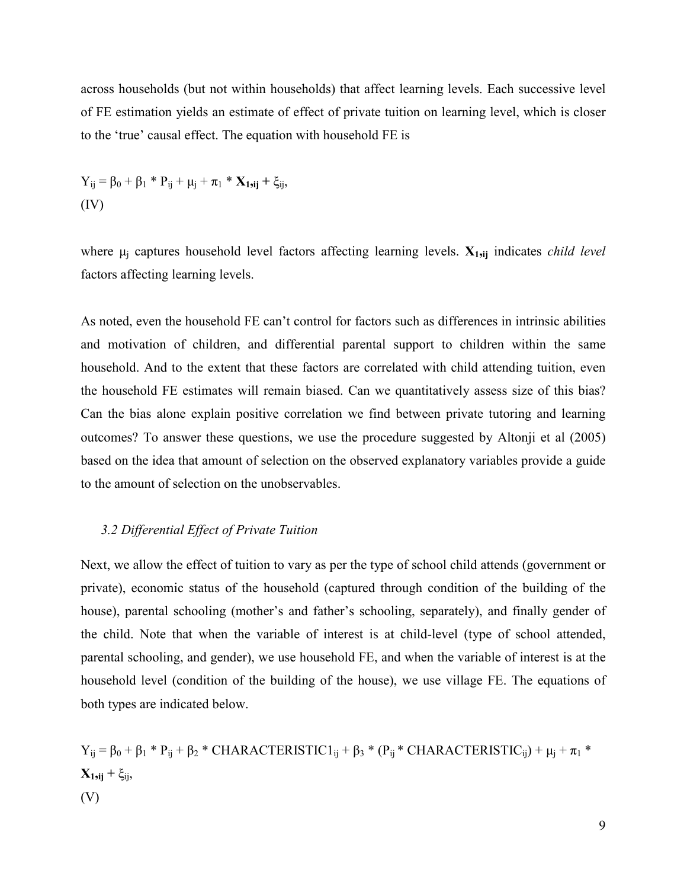across households (but not within households) that affect learning levels. Each successive level of FE estimation yields an estimate of effect of private tuition on learning level, which is closer to the 'true' causal effect. The equation with household FE is

$$Y_{ij} = \beta_0 + \beta_1 * P_{ij} + \mu_j + \pi_1 * \mathbf{X_{1,ij}} + \xi_{ij},$$
(IV)

where $\mu_j$ captures household level factors affecting learning levels. $\mathbf{X_{1,ij}}$ indicates *child level* factors affecting learning levels.

As noted, even the household FE can't control for factors such as differences in intrinsic abilities and motivation of children, and differential parental support to children within the same household. And to the extent that these factors are correlated with child attending tuition, even the household FE estimates will remain biased. Can we quantitatively assess size of this bias? Can the bias alone explain positive correlation we find between private tutoring and learning outcomes? To answer these questions, we use the procedure suggested by Altonji et al (2005) based on the idea that amount of selection on the observed explanatory variables provide a guide to the amount of selection on the unobservables.

### *3.2 Differential Effect of Private Tuition*

Next, we allow the effect of tuition to vary as per the type of school child attends (government or private), economic status of the household (captured through condition of the building of the house), parental schooling (mother's and father's schooling, separately), and finally gender of the child. Note that when the variable of interest is at child-level (type of school attended, parental schooling, and gender), we use household FE, and when the variable of interest is at the household level (condition of the building of the house), we use village FE. The equations of both types are indicated below.

$$Y_{ij} = \beta_0 + \beta_1 * P_{ij} + \beta_2 * \text{CHARACTERISTIC1}_{ij} + \beta_3 * (P_{ij} * \text{CHARACTERISTIC}_{ij}) + \mu_j + \pi_1 * \mathbf{X_{1,ij}} + \xi_{ij},$$
(V)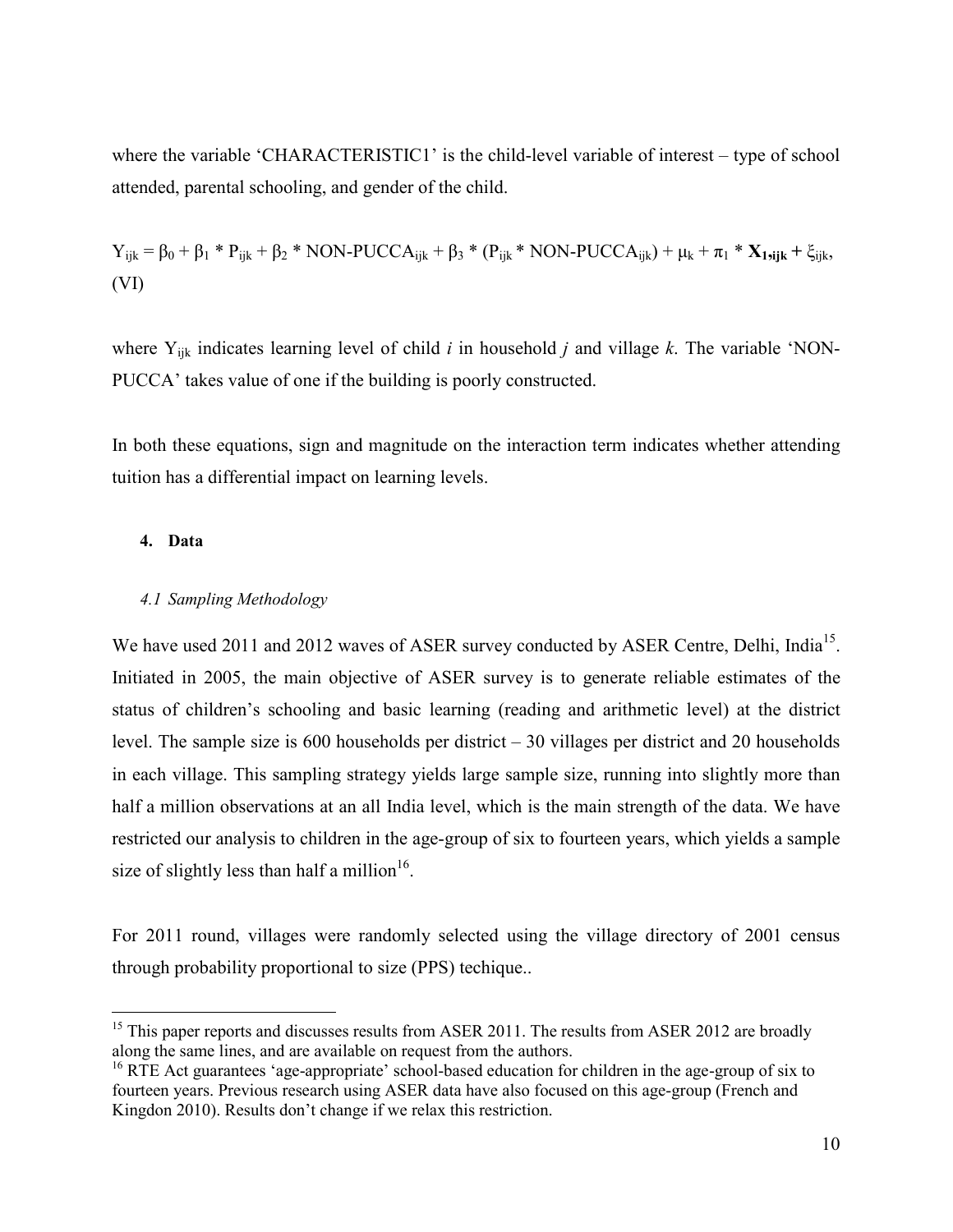where the variable 'CHARACTERISTIC1' is the child-level variable of interest – type of school attended, parental schooling, and gender of the child.

$$Y_{ijk} = \beta_0 + \beta_1 * P_{ijk} + \beta_2 * \text{NON-PUCCA}_{ijk} + \beta_3 * (P_{ijk} * \text{NON-PUCCA}_{ijk}) + \mu_k + \pi_1 * \mathbf{X_{1,ijk}} + \xi_{ijk}, \quad \text{(VI)}$$

where $Y_{ijk}$ indicates learning level of child *i* in household *j* and village *k*. The variable 'NON-PUCCA' takes value of one if the building is poorly constructed.

In both these equations, sign and magnitude on the interaction term indicates whether attending tuition has a differential impact on learning levels.

## 4. Data

### *4.1 Sampling Methodology*

We have used 2011 and 2012 waves of ASER survey conducted by ASER Centre, Delhi, India[15]. Initiated in 2005, the main objective of ASER survey is to generate reliable estimates of the status of children's schooling and basic learning (reading and arithmetic level) at the district level. The sample size is 600 households per district – 30 villages per district and 20 households in each village. This sampling strategy yields large sample size, running into slightly more than half a million observations at an all India level, which is the main strength of the data. We have restricted our analysis to children in the age-group of six to fourteen years, which yields a sample size of slightly less than half a million[16].

For 2011 round, villages were randomly selected using the village directory of 2001 census through probability proportional to size (PPS) techique..

[15] This paper reports and discusses results from ASER 2011. The results from ASER 2012 are broadly along the same lines, and are available on request from the authors.

[16] RTE Act guarantees 'age-appropriate' school-based education for children in the age-group of six to fourteen years. Previous research using ASER data have also focused on this age-group (French and Kingdon 2010). Results don't change if we relax this restriction.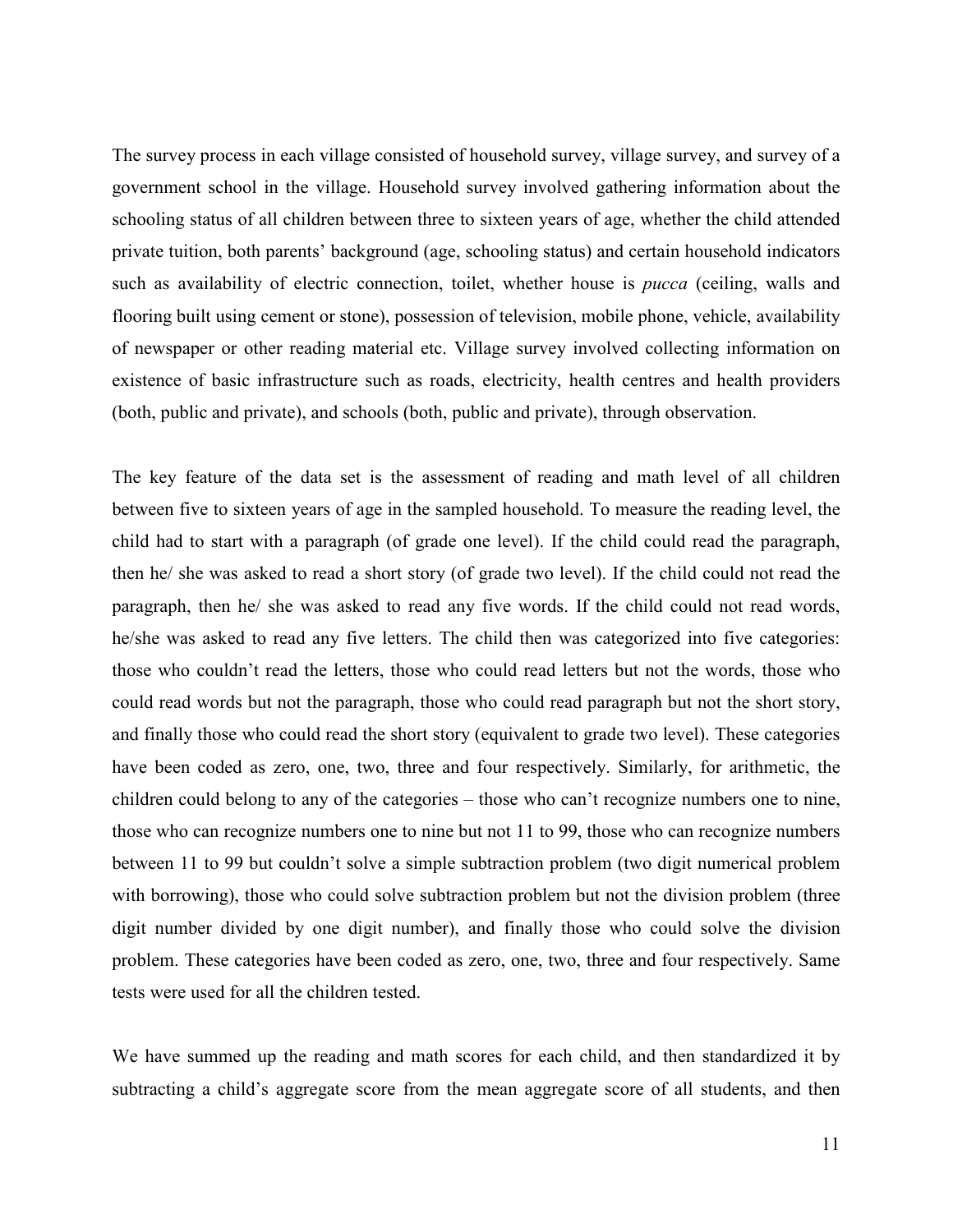The survey process in each village consisted of household survey, village survey, and survey of a government school in the village. Household survey involved gathering information about the schooling status of all children between three to sixteen years of age, whether the child attended private tuition, both parents' background (age, schooling status) and certain household indicators such as availability of electric connection, toilet, whether house is *pucca* (ceiling, walls and flooring built using cement or stone), possession of television, mobile phone, vehicle, availability of newspaper or other reading material etc. Village survey involved collecting information on existence of basic infrastructure such as roads, electricity, health centres and health providers (both, public and private), and schools (both, public and private), through observation.

The key feature of the data set is the assessment of reading and math level of all children between five to sixteen years of age in the sampled household. To measure the reading level, the child had to start with a paragraph (of grade one level). If the child could read the paragraph, then he/ she was asked to read a short story (of grade two level). If the child could not read the paragraph, then he/ she was asked to read any five words. If the child could not read words, he/she was asked to read any five letters. The child then was categorized into five categories: those who couldn't read the letters, those who could read letters but not the words, those who could read words but not the paragraph, those who could read paragraph but not the short story, and finally those who could read the short story (equivalent to grade two level). These categories have been coded as zero, one, two, three and four respectively. Similarly, for arithmetic, the children could belong to any of the categories – those who can't recognize numbers one to nine, those who can recognize numbers one to nine but not 11 to 99, those who can recognize numbers between 11 to 99 but couldn't solve a simple subtraction problem (two digit numerical problem with borrowing), those who could solve subtraction problem but not the division problem (three digit number divided by one digit number), and finally those who could solve the division problem. These categories have been coded as zero, one, two, three and four respectively. Same tests were used for all the children tested.

We have summed up the reading and math scores for each child, and then standardized it by subtracting a child's aggregate score from the mean aggregate score of all students, and then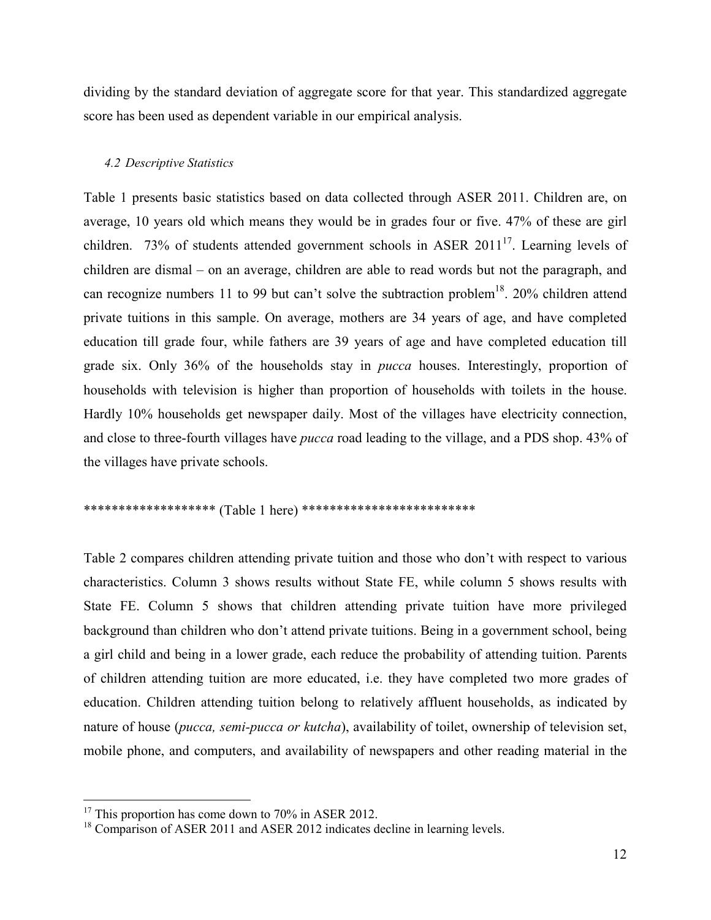dividing by the standard deviation of aggregate score for that year. This standardized aggregate score has been used as dependent variable in our empirical analysis.

### *4.2 Descriptive Statistics*

Table 1 presents basic statistics based on data collected through ASER 2011. Children are, on average, 10 years old which means they would be in grades four or five. 47% of these are girl children. 73% of students attended government schools in ASER 2011[17]. Learning levels of children are dismal – on an average, children are able to read words but not the paragraph, and can recognize numbers 11 to 99 but can't solve the subtraction problem[18]. 20% children attend private tuitions in this sample. On average, mothers are 34 years of age, and have completed education till grade four, while fathers are 39 years of age and have completed education till grade six. Only 36% of the households stay in *pucca* houses. Interestingly, proportion of households with television is higher than proportion of households with toilets in the house. Hardly 10% households get newspaper daily. Most of the villages have electricity connection, and close to three-fourth villages have *pucca* road leading to the village, and a PDS shop. 43% of the villages have private schools.

******************* (Table 1 here) *************************

Table 2 compares children attending private tuition and those who don't with respect to various characteristics. Column 3 shows results without State FE, while column 5 shows results with State FE. Column 5 shows that children attending private tuition have more privileged background than children who don't attend private tuitions. Being in a government school, being a girl child and being in a lower grade, each reduce the probability of attending tuition. Parents of children attending tuition are more educated, i.e. they have completed two more grades of education. Children attending tuition belong to relatively affluent households, as indicated by nature of house (*pucca, semi-pucca or kutcha*), availability of toilet, ownership of television set, mobile phone, and computers, and availability of newspapers and other reading material in the

---

[17] This proportion has come down to 70% in ASER 2012.

[18] Comparison of ASER 2011 and ASER 2012 indicates decline in learning levels.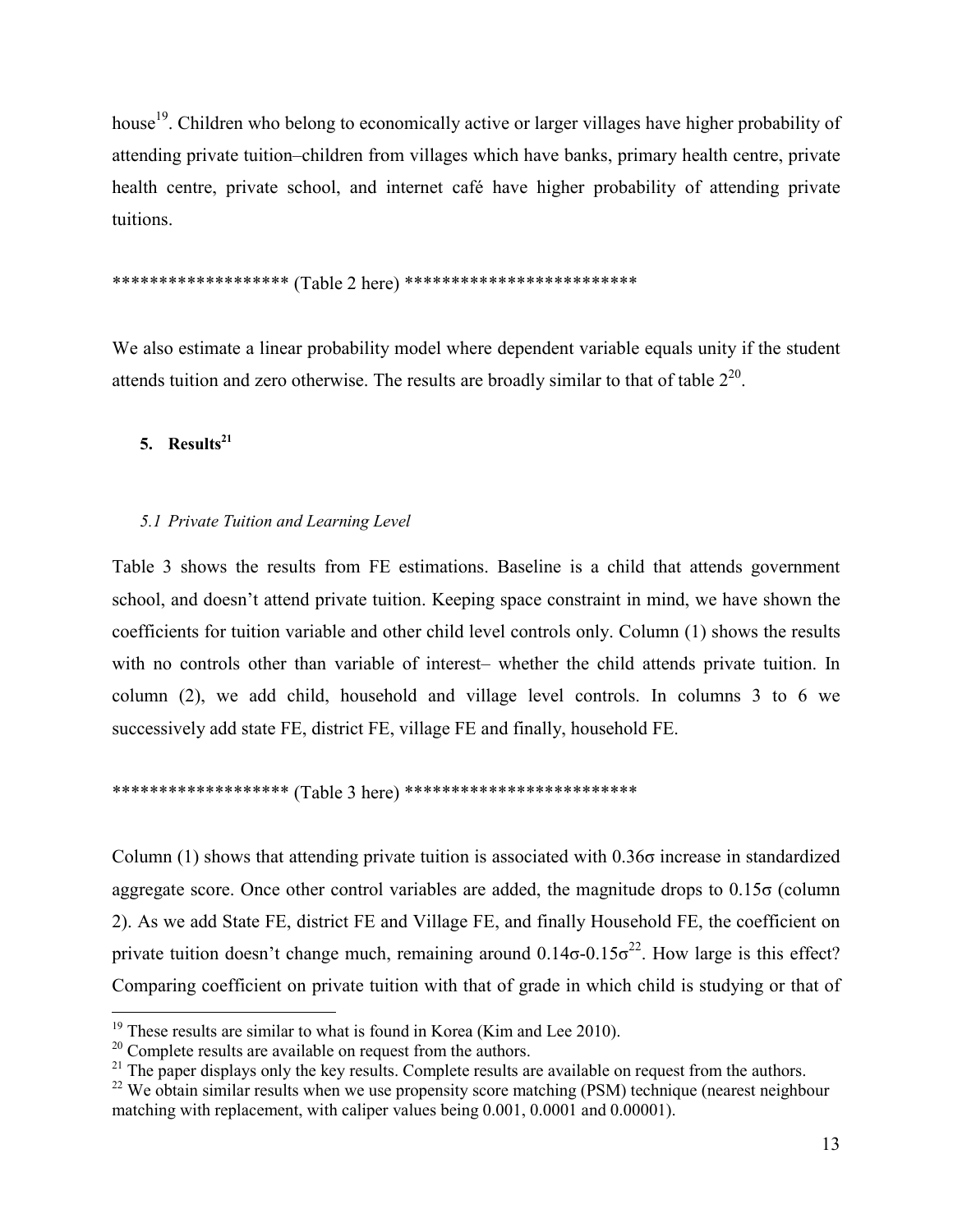house[19]. Children who belong to economically active or larger villages have higher probability of attending private tuition–children from villages which have banks, primary health centre, private health centre, private school, and internet café have higher probability of attending private tuitions.

******************* (Table 2 here) *************************

We also estimate a linear probability model where dependent variable equals unity if the student attends tuition and zero otherwise. The results are broadly similar to that of table 2[20].

## 5. Results[21]

### *5.1 Private Tuition and Learning Level*

Table 3 shows the results from FE estimations. Baseline is a child that attends government school, and doesn't attend private tuition. Keeping space constraint in mind, we have shown the coefficients for tuition variable and other child level controls only. Column (1) shows the results with no controls other than variable of interest– whether the child attends private tuition. In column (2), we add child, household and village level controls. In columns 3 to 6 we successively add state FE, district FE, village FE and finally, household FE.

******************* (Table 3 here) *************************

Column (1) shows that attending private tuition is associated with 0.36σ increase in standardized aggregate score. Once other control variables are added, the magnitude drops to 0.15σ (column 2). As we add State FE, district FE and Village FE, and finally Household FE, the coefficient on private tuition doesn't change much, remaining around 0.14σ-0.15σ[22]. How large is this effect? Comparing coefficient on private tuition with that of grade in which child is studying or that of

[19] These results are similar to what is found in Korea (Kim and Lee 2010).

[20] Complete results are available on request from the authors.

[21] The paper displays only the key results. Complete results are available on request from the authors.

[22] We obtain similar results when we use propensity score matching (PSM) technique (nearest neighbour matching with replacement, with caliper values being 0.001, 0.0001 and 0.00001).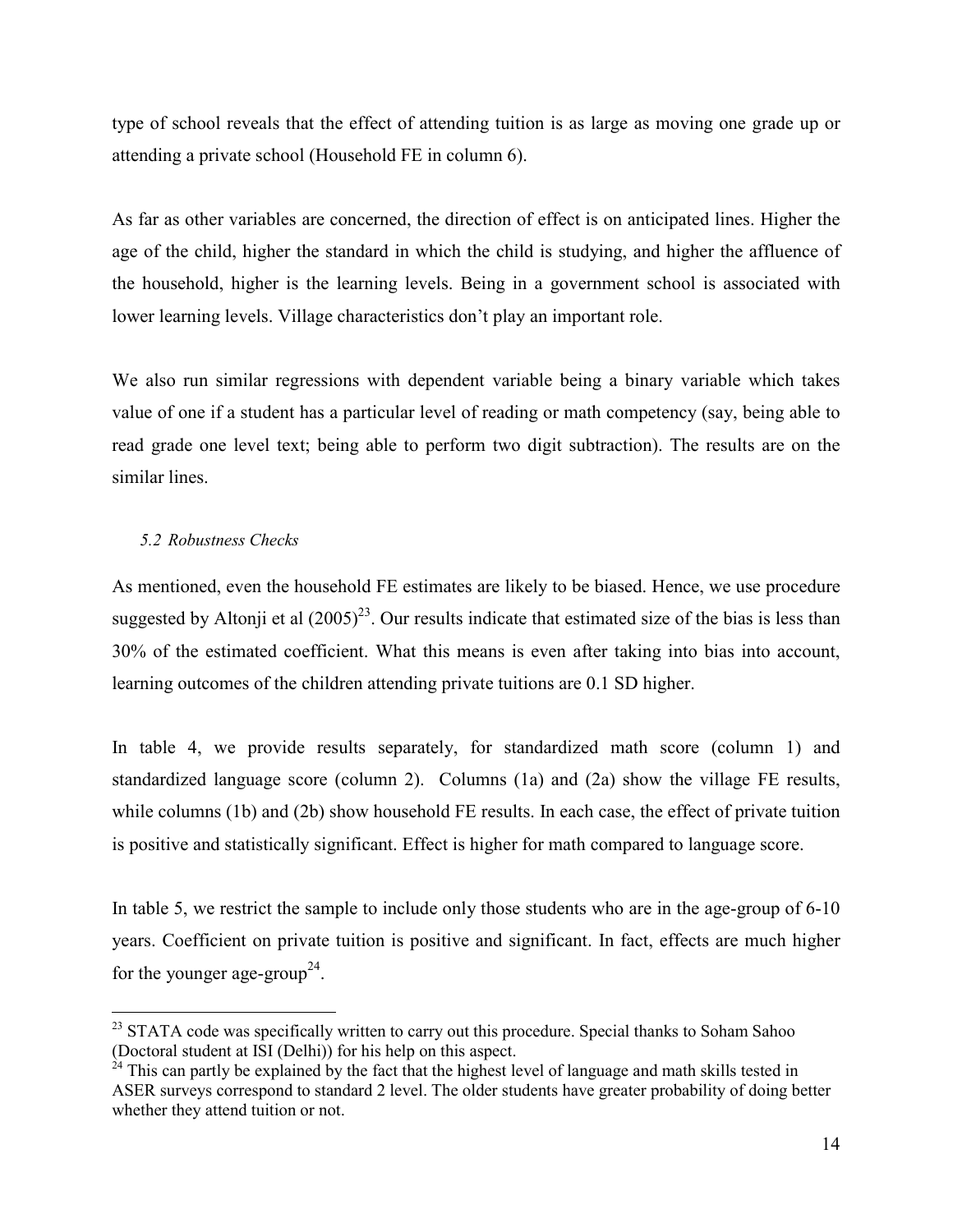type of school reveals that the effect of attending tuition is as large as moving one grade up or attending a private school (Household FE in column 6).

As far as other variables are concerned, the direction of effect is on anticipated lines. Higher the age of the child, higher the standard in which the child is studying, and higher the affluence of the household, higher is the learning levels. Being in a government school is associated with lower learning levels. Village characteristics don't play an important role.

We also run similar regressions with dependent variable being a binary variable which takes value of one if a student has a particular level of reading or math competency (say, being able to read grade one level text; being able to perform two digit subtraction). The results are on the similar lines.

### *5.2 Robustness Checks*

As mentioned, even the household FE estimates are likely to be biased. Hence, we use procedure suggested by Altonji et al (2005)[23]. Our results indicate that estimated size of the bias is less than 30% of the estimated coefficient. What this means is even after taking into bias into account, learning outcomes of the children attending private tuitions are 0.1 SD higher.

In table 4, we provide results separately, for standardized math score (column 1) and standardized language score (column 2). Columns (1a) and (2a) show the village FE results, while columns (1b) and (2b) show household FE results. In each case, the effect of private tuition is positive and statistically significant. Effect is higher for math compared to language score.

In table 5, we restrict the sample to include only those students who are in the age-group of 6-10 years. Coefficient on private tuition is positive and significant. In fact, effects are much higher for the younger age-group[24].

---

[23] STATA code was specifically written to carry out this procedure. Special thanks to Soham Sahoo (Doctoral student at ISI (Delhi)) for his help on this aspect.

[24] This can partly be explained by the fact that the highest level of language and math skills tested in ASER surveys correspond to standard 2 level. The older students have greater probability of doing better whether they attend tuition or not.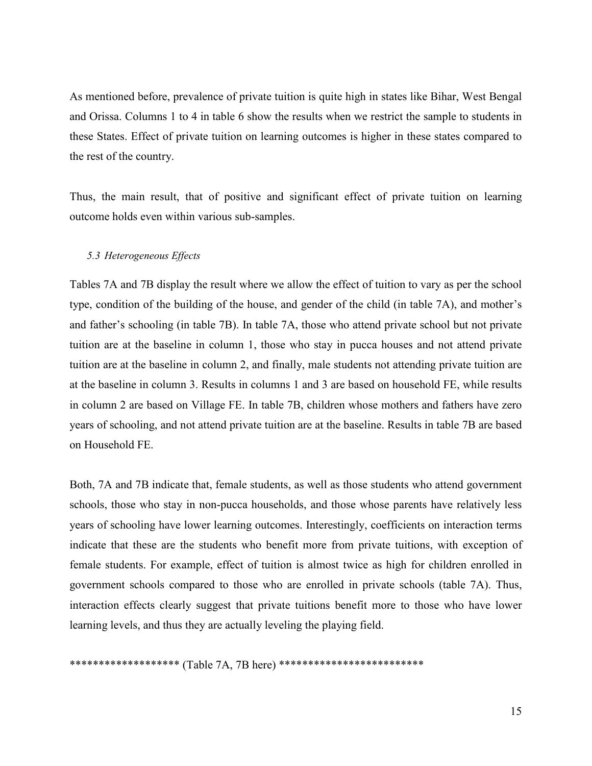As mentioned before, prevalence of private tuition is quite high in states like Bihar, West Bengal and Orissa. Columns 1 to 4 in table 6 show the results when we restrict the sample to students in these States. Effect of private tuition on learning outcomes is higher in these states compared to the rest of the country.

Thus, the main result, that of positive and significant effect of private tuition on learning outcome holds even within various sub-samples.

### *5.3 Heterogeneous Effects*

Tables 7A and 7B display the result where we allow the effect of tuition to vary as per the school type, condition of the building of the house, and gender of the child (in table 7A), and mother's and father's schooling (in table 7B). In table 7A, those who attend private school but not private tuition are at the baseline in column 1, those who stay in pucca houses and not attend private tuition are at the baseline in column 2, and finally, male students not attending private tuition are at the baseline in column 3. Results in columns 1 and 3 are based on household FE, while results in column 2 are based on Village FE. In table 7B, children whose mothers and fathers have zero years of schooling, and not attend private tuition are at the baseline. Results in table 7B are based on Household FE.

Both, 7A and 7B indicate that, female students, as well as those students who attend government schools, those who stay in non-pucca households, and those whose parents have relatively less years of schooling have lower learning outcomes. Interestingly, coefficients on interaction terms indicate that these are the students who benefit more from private tuitions, with exception of female students. For example, effect of tuition is almost twice as high for children enrolled in government schools compared to those who are enrolled in private schools (table 7A). Thus, interaction effects clearly suggest that private tuitions benefit more to those who have lower learning levels, and thus they are actually leveling the playing field.

******************* (Table 7A, 7B here) *************************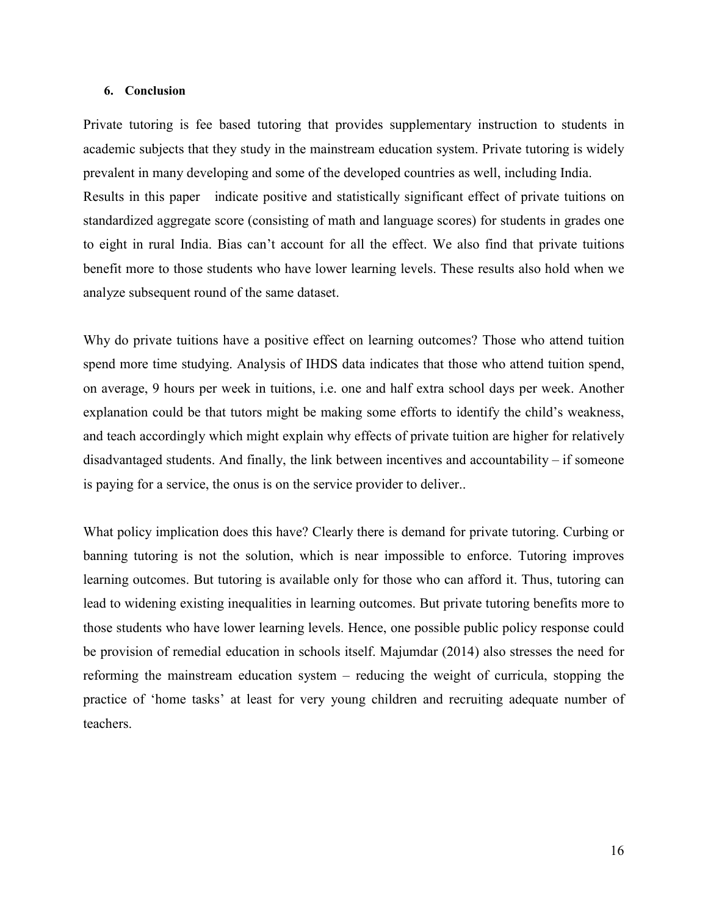## 6. Conclusion

Private tutoring is fee based tutoring that provides supplementary instruction to students in academic subjects that they study in the mainstream education system. Private tutoring is widely prevalent in many developing and some of the developed countries as well, including India. Results in this paper indicate positive and statistically significant effect of private tuitions on standardized aggregate score (consisting of math and language scores) for students in grades one to eight in rural India. Bias can't account for all the effect. We also find that private tuitions benefit more to those students who have lower learning levels. These results also hold when we analyze subsequent round of the same dataset.

Why do private tuitions have a positive effect on learning outcomes? Those who attend tuition spend more time studying. Analysis of IHDS data indicates that those who attend tuition spend, on average, 9 hours per week in tuitions, i.e. one and half extra school days per week. Another explanation could be that tutors might be making some efforts to identify the child's weakness, and teach accordingly which might explain why effects of private tuition are higher for relatively disadvantaged students. And finally, the link between incentives and accountability – if someone is paying for a service, the onus is on the service provider to deliver..

What policy implication does this have? Clearly there is demand for private tutoring. Curbing or banning tutoring is not the solution, which is near impossible to enforce. Tutoring improves learning outcomes. But tutoring is available only for those who can afford it. Thus, tutoring can lead to widening existing inequalities in learning outcomes. But private tutoring benefits more to those students who have lower learning levels. Hence, one possible public policy response could be provision of remedial education in schools itself. Majumdar (2014) also stresses the need for reforming the mainstream education system – reducing the weight of curricula, stopping the practice of 'home tasks' at least for very young children and recruiting adequate number of teachers.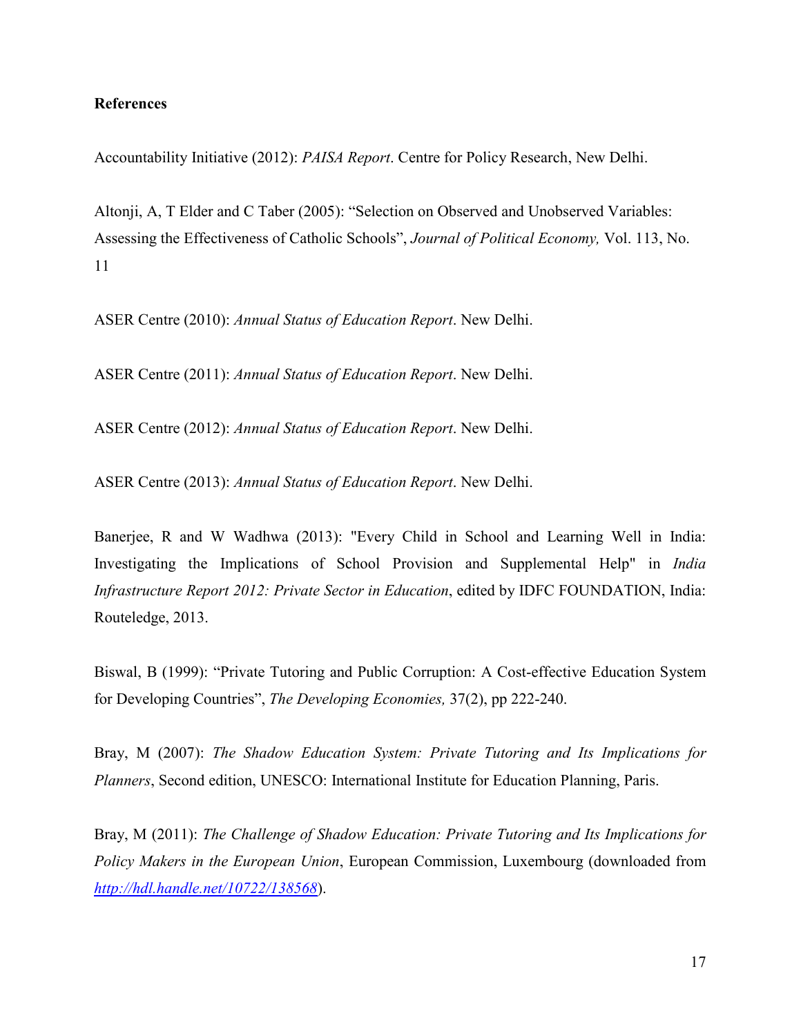**References**

Accountability Initiative (2012): *PAISA Report*. Centre for Policy Research, New Delhi.

Altonji, A, T Elder and C Taber (2005): "Selection on Observed and Unobserved Variables: Assessing the Effectiveness of Catholic Schools", *Journal of Political Economy,* Vol. 113, No. 11

ASER Centre (2010): *Annual Status of Education Report*. New Delhi.

ASER Centre (2011): *Annual Status of Education Report*. New Delhi.

ASER Centre (2012): *Annual Status of Education Report*. New Delhi.

ASER Centre (2013): *Annual Status of Education Report*. New Delhi.

Banerjee, R and W Wadhwa (2013): "Every Child in School and Learning Well in India: Investigating the Implications of School Provision and Supplemental Help" in *India Infrastructure Report 2012: Private Sector in Education*, edited by IDFC FOUNDATION, India: Routeledge, 2013.

Biswal, B (1999): "Private Tutoring and Public Corruption: A Cost-effective Education System for Developing Countries", *The Developing Economies,* 37(2), pp 222-240.

Bray, M (2007): *The Shadow Education System: Private Tutoring and Its Implications for Planners*, Second edition, UNESCO: International Institute for Education Planning, Paris.

Bray, M (2011): *The Challenge of Shadow Education: Private Tutoring and Its Implications for Policy Makers in the European Union*, European Commission, Luxembourg (downloaded from *http://hdl.handle.net/10722/138568*).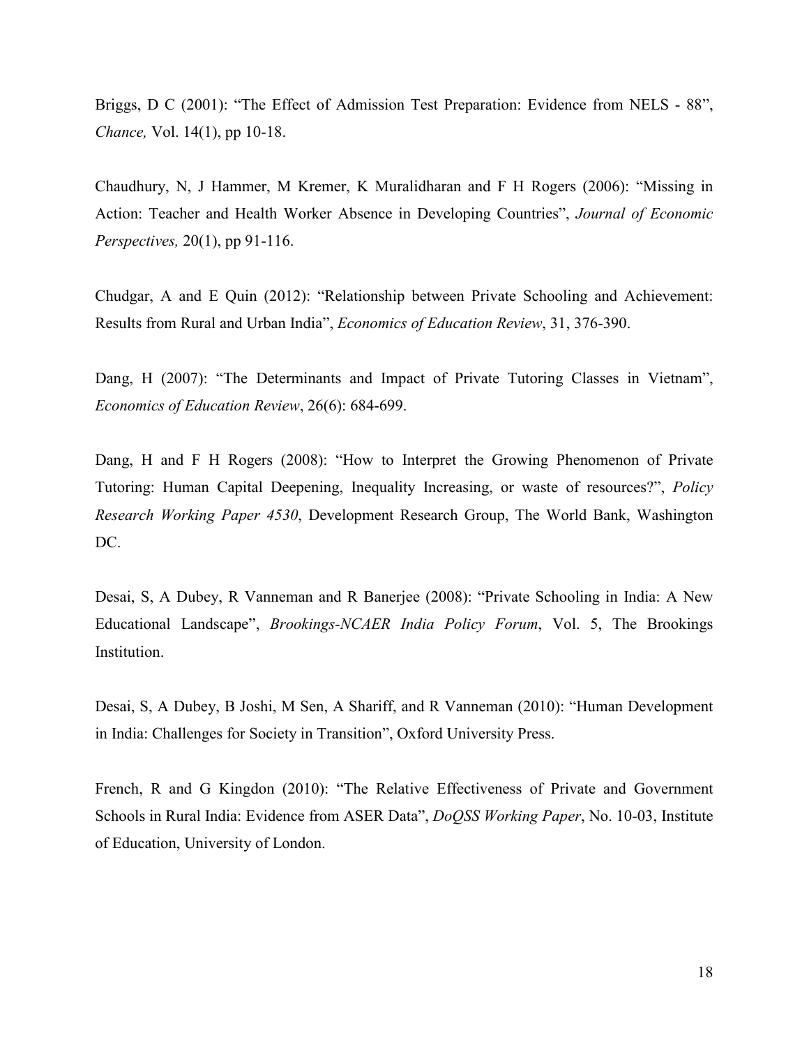Briggs, D C (2001): “The Effect of Admission Test Preparation: Evidence from NELS - 88”, *Chance,* Vol. 14(1), pp 10-18.

Chaudhury, N, J Hammer, M Kremer, K Muralidharan and F H Rogers (2006): “Missing in Action: Teacher and Health Worker Absence in Developing Countries”, *Journal of Economic Perspectives,* 20(1), pp 91-116.

Chudgar, A and E Quin (2012): “Relationship between Private Schooling and Achievement: Results from Rural and Urban India”, *Economics of Education Review*, 31, 376-390.

Dang, H (2007): “The Determinants and Impact of Private Tutoring Classes in Vietnam”, *Economics of Education Review*, 26(6): 684-699.

Dang, H and F H Rogers (2008): “How to Interpret the Growing Phenomenon of Private Tutoring: Human Capital Deepening, Inequality Increasing, or waste of resources?”, *Policy Research Working Paper 4530*, Development Research Group, The World Bank, Washington DC.

Desai, S, A Dubey, R Vanneman and R Banerjee (2008): “Private Schooling in India: A New Educational Landscape”, *Brookings-NCAER India Policy Forum*, Vol. 5, The Brookings Institution.

Desai, S, A Dubey, B Joshi, M Sen, A Shariff, and R Vanneman (2010): “Human Development in India: Challenges for Society in Transition”, Oxford University Press.

French, R and G Kingdon (2010): “The Relative Effectiveness of Private and Government Schools in Rural India: Evidence from ASER Data”, *DoQSS Working Paper*, No. 10-03, Institute of Education, University of London.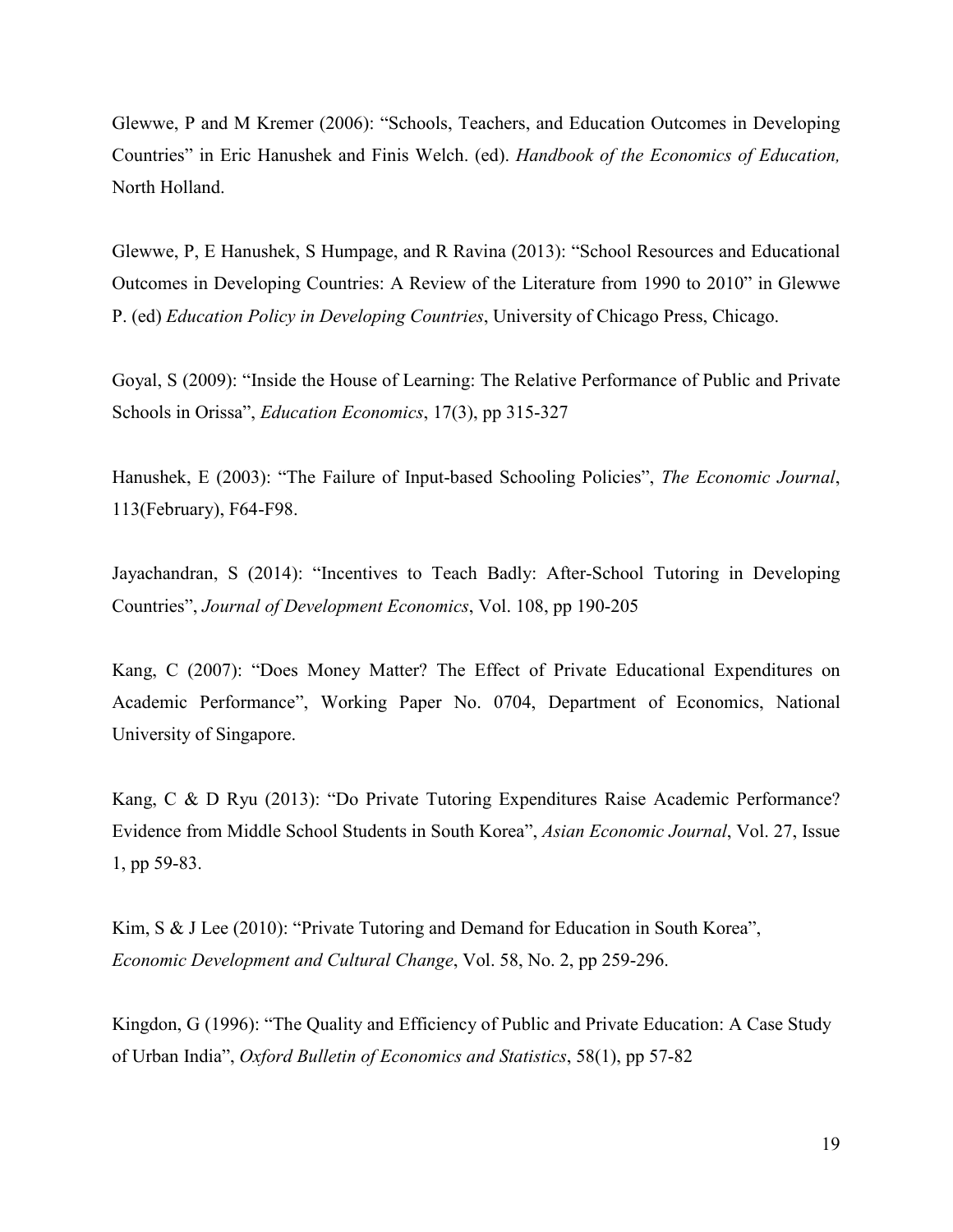Glewwe, P and M Kremer (2006): "Schools, Teachers, and Education Outcomes in Developing Countries" in Eric Hanushek and Finis Welch. (ed). *Handbook of the Economics of Education,* North Holland.

Glewwe, P, E Hanushek, S Humpage, and R Ravina (2013): "School Resources and Educational Outcomes in Developing Countries: A Review of the Literature from 1990 to 2010" in Glewwe P. (ed) *Education Policy in Developing Countries*, University of Chicago Press, Chicago.

Goyal, S (2009): "Inside the House of Learning: The Relative Performance of Public and Private Schools in Orissa", *Education Economics*, 17(3), pp 315-327

Hanushek, E (2003): "The Failure of Input-based Schooling Policies", *The Economic Journal*, 113(February), F64-F98.

Jayachandran, S (2014): "Incentives to Teach Badly: After-School Tutoring in Developing Countries", *Journal of Development Economics*, Vol. 108, pp 190-205

Kang, C (2007): "Does Money Matter? The Effect of Private Educational Expenditures on Academic Performance", Working Paper No. 0704, Department of Economics, National University of Singapore.

Kang, C & D Ryu (2013): "Do Private Tutoring Expenditures Raise Academic Performance? Evidence from Middle School Students in South Korea", *Asian Economic Journal*, Vol. 27, Issue 1, pp 59-83.

Kim, S & J Lee (2010): "Private Tutoring and Demand for Education in South Korea", *Economic Development and Cultural Change*, Vol. 58, No. 2, pp 259-296.

Kingdon, G (1996): "The Quality and Efficiency of Public and Private Education: A Case Study of Urban India", *Oxford Bulletin of Economics and Statistics*, 58(1), pp 57-82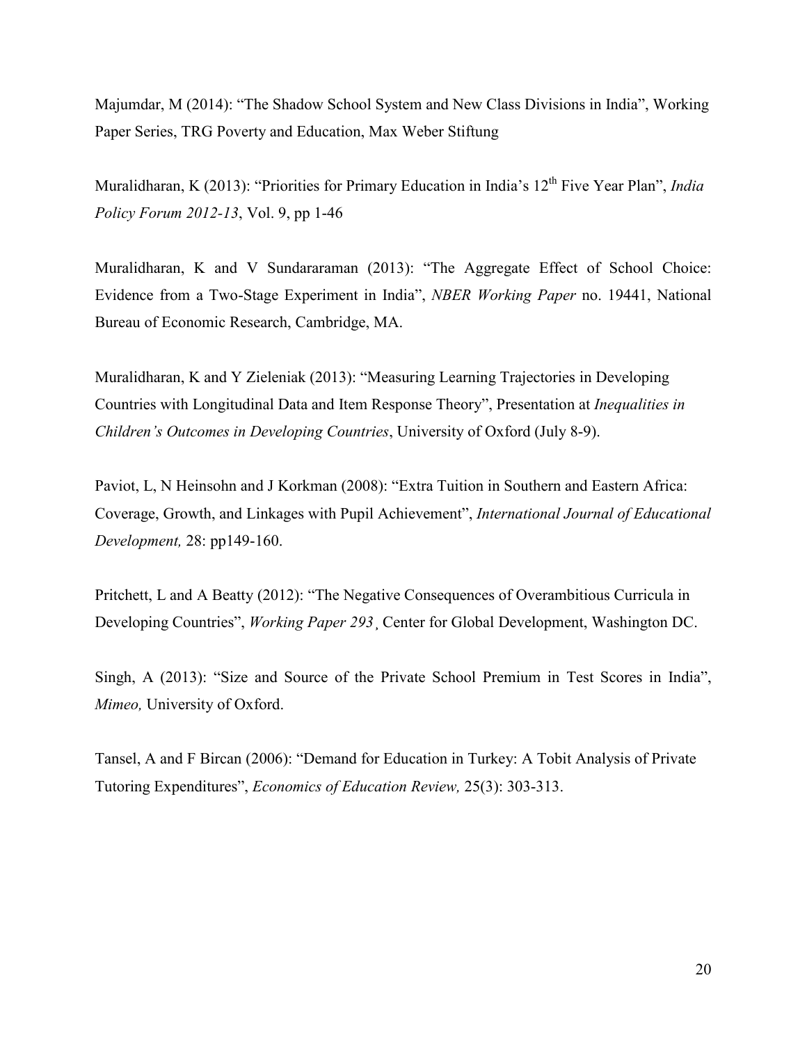Majumdar, M (2014): "The Shadow School System and New Class Divisions in India", Working Paper Series, TRG Poverty and Education, Max Weber Stiftung

Muralidharan, K (2013): "Priorities for Primary Education in India's 12th Five Year Plan", *India Policy Forum 2012-13*, Vol. 9, pp 1-46

Muralidharan, K and V Sundararaman (2013): "The Aggregate Effect of School Choice: Evidence from a Two-Stage Experiment in India", *NBER Working Paper* no. 19441, National Bureau of Economic Research, Cambridge, MA.

Muralidharan, K and Y Zieleniak (2013): "Measuring Learning Trajectories in Developing Countries with Longitudinal Data and Item Response Theory", Presentation at *Inequalities in Children's Outcomes in Developing Countries*, University of Oxford (July 8-9).

Paviot, L, N Heinsohn and J Korkman (2008): "Extra Tuition in Southern and Eastern Africa: Coverage, Growth, and Linkages with Pupil Achievement", *International Journal of Educational Development,* 28: pp149-160.

Pritchett, L and A Beatty (2012): "The Negative Consequences of Overambitious Curricula in Developing Countries", *Working Paper 293¸* Center for Global Development, Washington DC.

Singh, A (2013): "Size and Source of the Private School Premium in Test Scores in India", *Mimeo,* University of Oxford.

Tansel, A and F Bircan (2006): "Demand for Education in Turkey: A Tobit Analysis of Private Tutoring Expenditures", *Economics of Education Review,* 25(3): 303-313.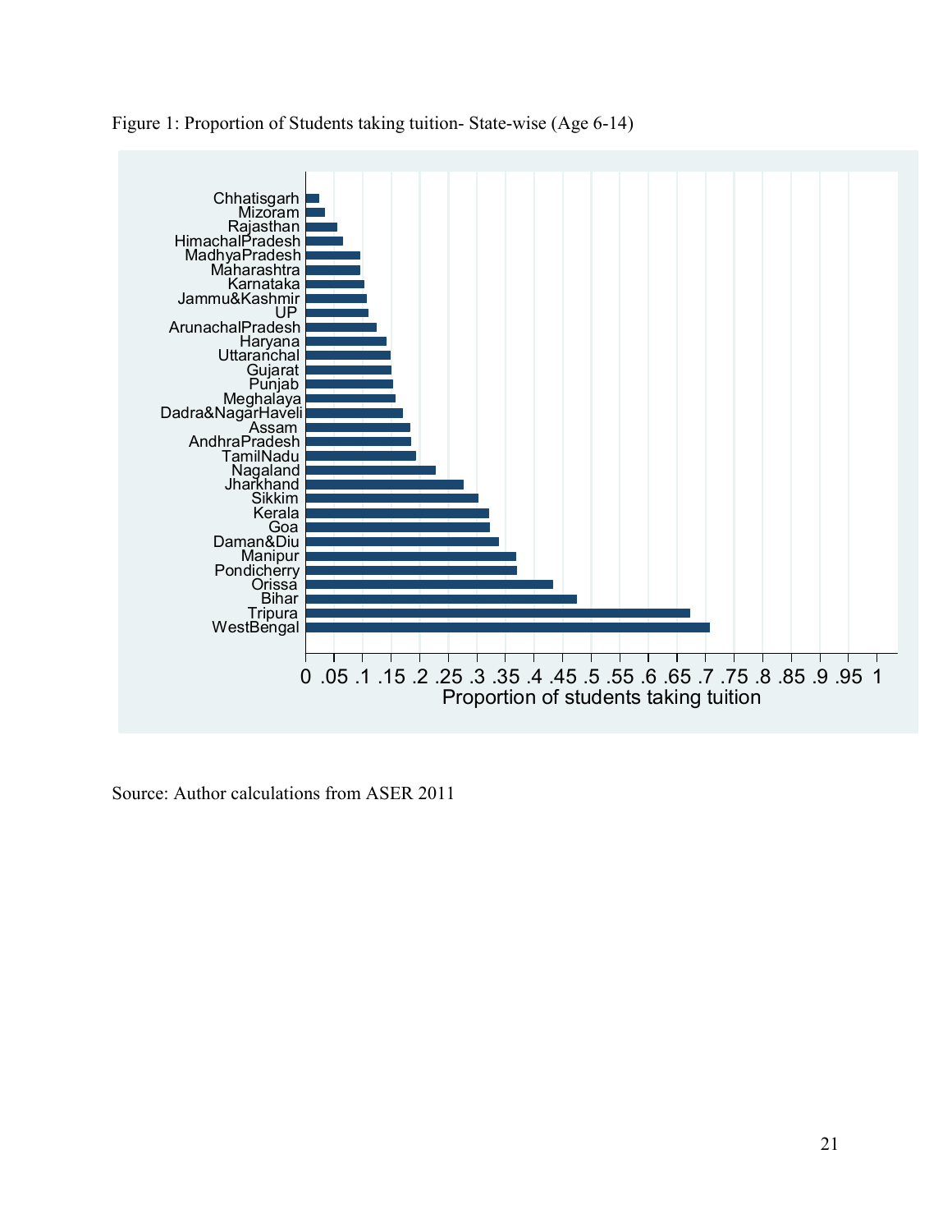Figure 1: Proportion of Students taking tuition- State-wise (Age 6-14)

Source: Author calculations from ASER 2011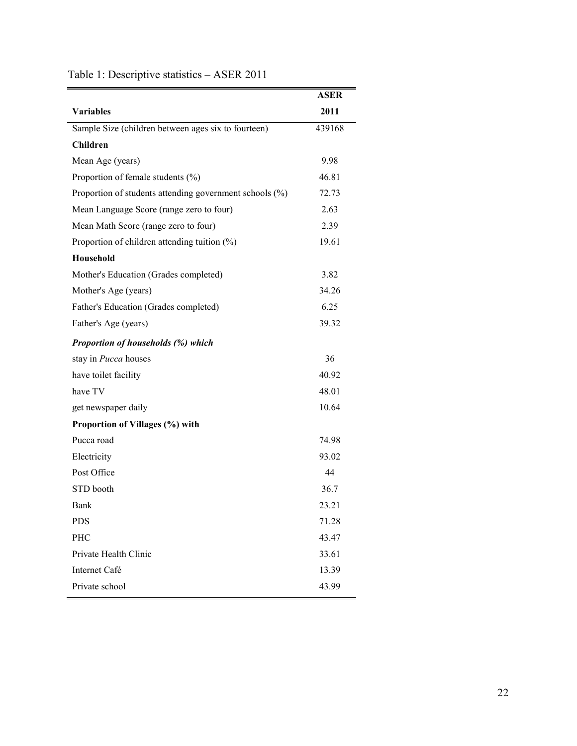Table 1: Descriptive statistics – ASER 2011

| Variables | ASER 2011 |
|---|---|
| Sample Size (children between ages six to fourteen) | 439168 |
| **Children** | |
| Mean Age (years) | 9.98 |
| Proportion of female students (%) | 46.81 |
| Proportion of students attending government schools (%) | 72.73 |
| Mean Language Score (range zero to four) | 2.63 |
| Mean Math Score (range zero to four) | 2.39 |
| Proportion of children attending tuition (%) | 19.61 |
| **Household** | |
| Mother's Education (Grades completed) | 3.82 |
| Mother's Age (years) | 34.26 |
| Father's Education (Grades completed) | 6.25 |
| Father's Age (years) | 39.32 |
| ***Proportion of households (%) which*** | |
| stay in *Pucca* houses | 36 |
| have toilet facility | 40.92 |
| have TV | 48.01 |
| get newspaper daily | 10.64 |
| **Proportion of Villages (%) with** | |
| Pucca road | 74.98 |
| Electricity | 93.02 |
| Post Office | 44 |
| STD booth | 36.7 |
| Bank | 23.21 |
| PDS | 71.28 |
| PHC | 43.47 |
| Private Health Clinic | 33.61 |
| Internet Café | 13.39 |
| Private school | 43.99 |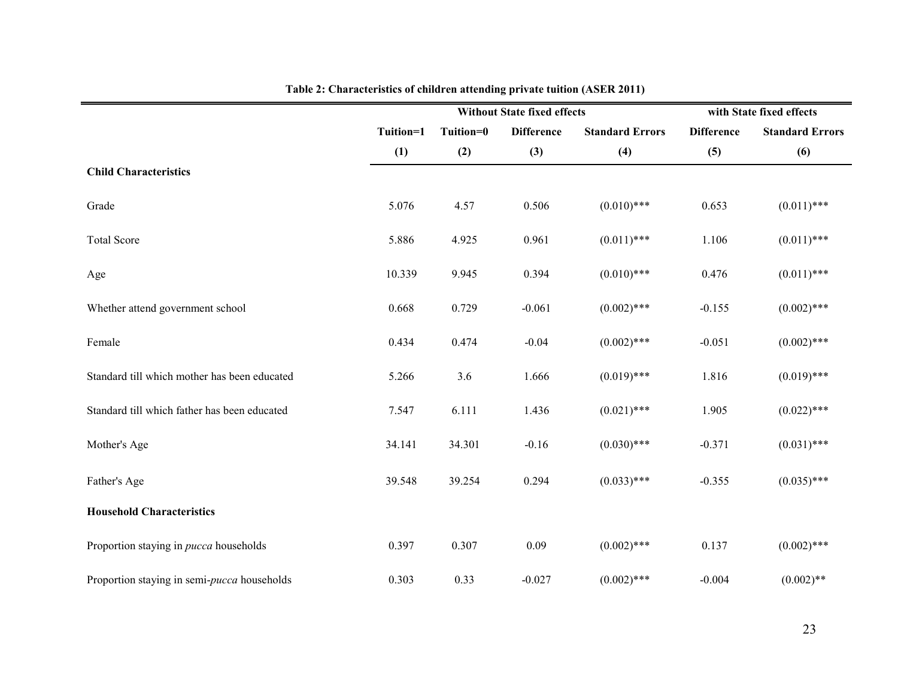**Table 2: Characteristics of children attending private tuition (ASER 2011)**

| | Without State fixed effects | | | | with State fixed effects | |
|---|---|---|---|---|---|---|
| | Tuition=1 | Tuition=0 | Difference | Standard Errors | Difference | Standard Errors |
| | (1) | (2) | (3) | (4) | (5) | (6) |
| **Child Characteristics** | | | | | | |
| Grade | 5.076 | 4.57 | 0.506 | (0.010)*** | 0.653 | (0.011)*** |
| Total Score | 5.886 | 4.925 | 0.961 | (0.011)*** | 1.106 | (0.011)*** |
| Age | 10.339 | 9.945 | 0.394 | (0.010)*** | 0.476 | (0.011)*** |
| Whether attend government school | 0.668 | 0.729 | -0.061 | (0.002)*** | -0.155 | (0.002)*** |
| Female | 0.434 | 0.474 | -0.04 | (0.002)*** | -0.051 | (0.002)*** |
| Standard till which mother has been educated | 5.266 | 3.6 | 1.666 | (0.019)*** | 1.816 | (0.019)*** |
| Standard till which father has been educated | 7.547 | 6.111 | 1.436 | (0.021)*** | 1.905 | (0.022)*** |
| Mother's Age | 34.141 | 34.301 | -0.16 | (0.030)*** | -0.371 | (0.031)*** |
| Father's Age | 39.548 | 39.254 | 0.294 | (0.033)*** | -0.355 | (0.035)*** |
| **Household Characteristics** | | | | | | |
| Proportion staying in *pucca* households | 0.397 | 0.307 | 0.09 | (0.002)*** | 0.137 | (0.002)*** |
| Proportion staying in semi-*pucca* households | 0.303 | 0.33 | -0.027 | (0.002)*** | -0.004 | (0.002)** |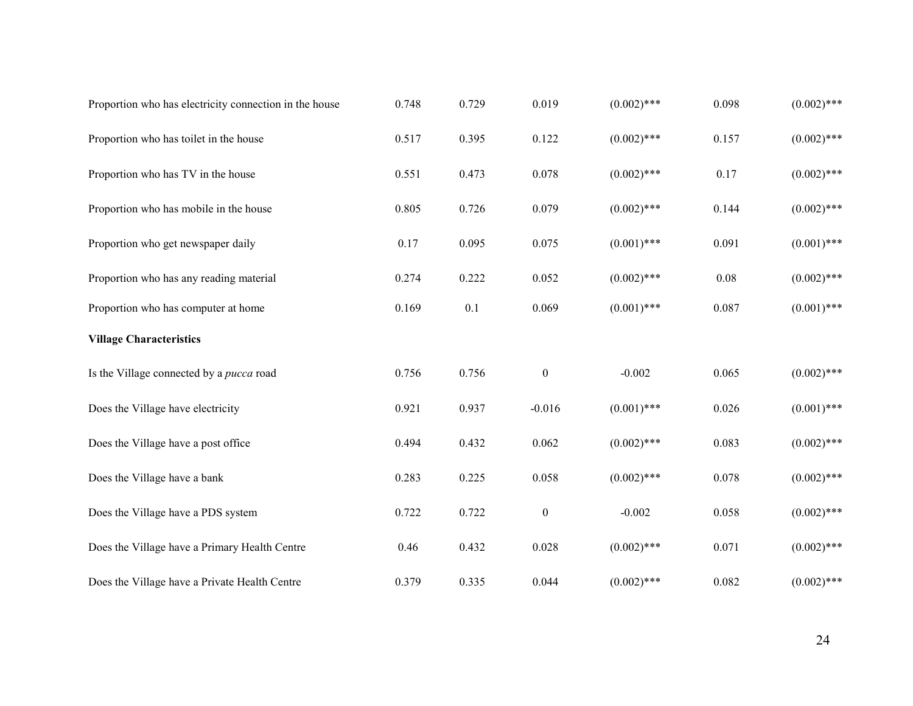| | | | | | | |
|---|---|---|---|---|---|---|
| Proportion who has electricity connection in the house | 0.748 | 0.729 | 0.019 | (0.002)*** | 0.098 | (0.002)*** |
| Proportion who has toilet in the house | 0.517 | 0.395 | 0.122 | (0.002)*** | 0.157 | (0.002)*** |
| Proportion who has TV in the house | 0.551 | 0.473 | 0.078 | (0.002)*** | 0.17 | (0.002)*** |
| Proportion who has mobile in the house | 0.805 | 0.726 | 0.079 | (0.002)*** | 0.144 | (0.002)*** |
| Proportion who get newspaper daily | 0.17 | 0.095 | 0.075 | (0.001)*** | 0.091 | (0.001)*** |
| Proportion who has any reading material | 0.274 | 0.222 | 0.052 | (0.002)*** | 0.08 | (0.002)*** |
| Proportion who has computer at home | 0.169 | 0.1 | 0.069 | (0.001)*** | 0.087 | (0.001)*** |
| **Village Characteristics** | | | | | | |
| Is the Village connected by a *pucca* road | 0.756 | 0.756 | 0 | -0.002 | 0.065 | (0.002)*** |
| Does the Village have electricity | 0.921 | 0.937 | -0.016 | (0.001)*** | 0.026 | (0.001)*** |
| Does the Village have a post office | 0.494 | 0.432 | 0.062 | (0.002)*** | 0.083 | (0.002)*** |
| Does the Village have a bank | 0.283 | 0.225 | 0.058 | (0.002)*** | 0.078 | (0.002)*** |
| Does the Village have a PDS system | 0.722 | 0.722 | 0 | -0.002 | 0.058 | (0.002)*** |
| Does the Village have a Primary Health Centre | 0.46 | 0.432 | 0.028 | (0.002)*** | 0.071 | (0.002)*** |
| Does the Village have a Private Health Centre | 0.379 | 0.335 | 0.044 | (0.002)*** | 0.082 | (0.002)*** |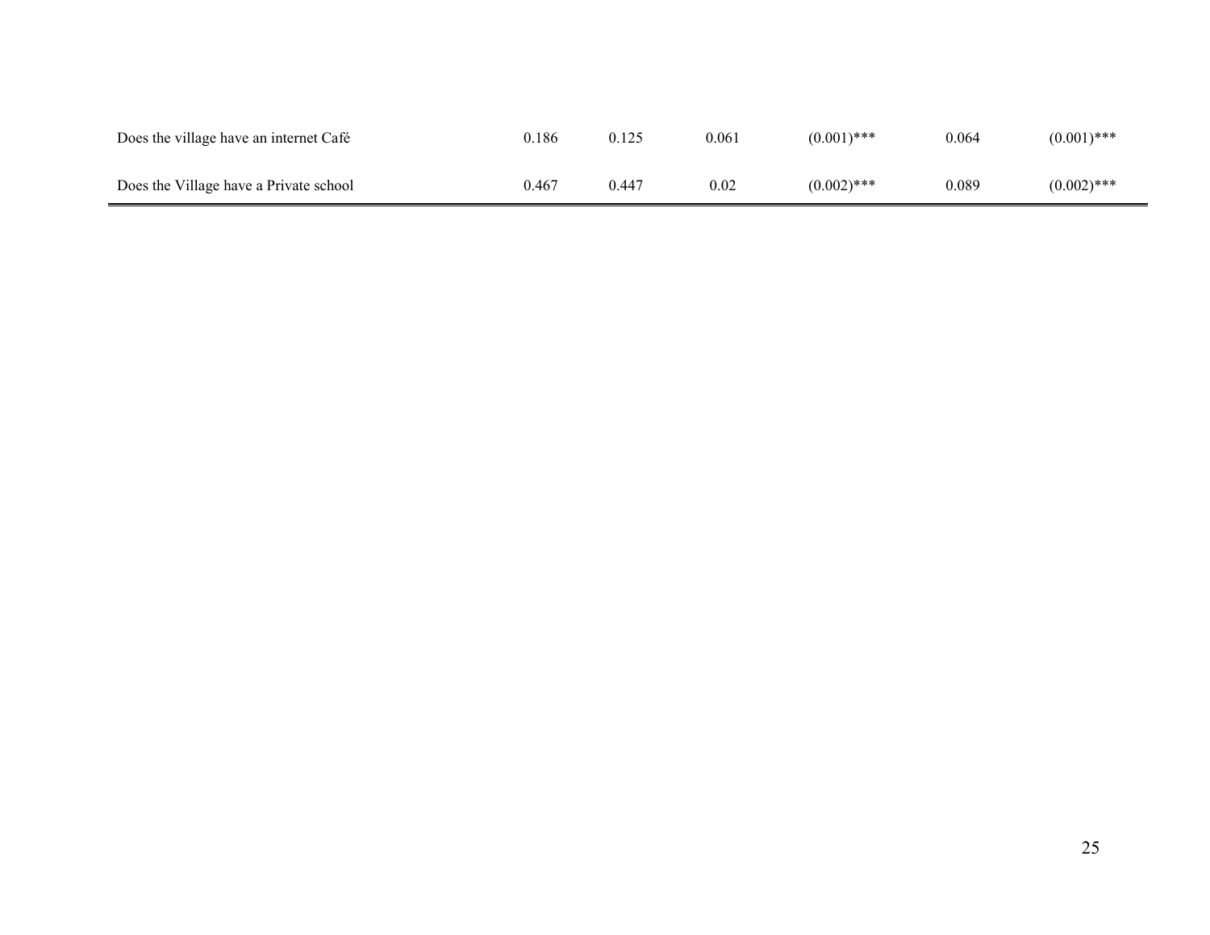| | | | | | | |
|---|---|---|---|---|---|---|
| Does the village have an internet Café | 0.186 | 0.125 | 0.061 | (0.001)*** | 0.064 | (0.001)*** |
| Does the Village have a Private school | 0.467 | 0.447 | 0.02 | (0.002)*** | 0.089 | (0.002)*** |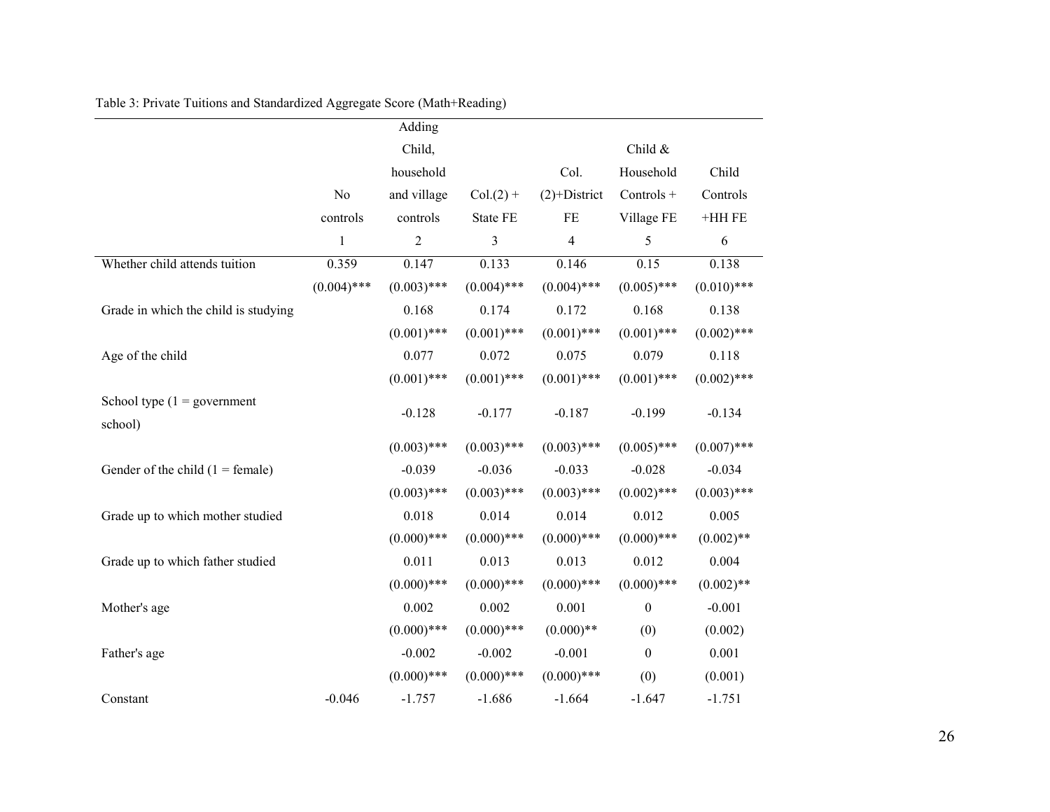Table 3: Private Tuitions and Standardized Aggregate Score (Math+Reading)

| | No controls | Adding Child, household and village controls | Col.(2) + State FE | Col. (2)+District FE | Child & Household Controls + Village FE | Child Controls +HH FE |
|---|---|---|---|---|---|---|
| | 1 | 2 | 3 | 4 | 5 | 6 |
| Whether child attends tuition | 0.359 | 0.147 | 0.133 | 0.146 | 0.15 | 0.138 |
| | (0.004)*** | (0.003)*** | (0.004)*** | (0.004)*** | (0.005)*** | (0.010)*** |
| Grade in which the child is studying | | 0.168 | 0.174 | 0.172 | 0.168 | 0.138 |
| | | (0.001)*** | (0.001)*** | (0.001)*** | (0.001)*** | (0.002)*** |
| Age of the child | | 0.077 | 0.072 | 0.075 | 0.079 | 0.118 |
| | | (0.001)*** | (0.001)*** | (0.001)*** | (0.001)*** | (0.002)*** |
| School type (1 = government school) | | -0.128 | -0.177 | -0.187 | -0.199 | -0.134 |
| | | (0.003)*** | (0.003)*** | (0.003)*** | (0.005)*** | (0.007)*** |
| Gender of the child (1 = female) | | -0.039 | -0.036 | -0.033 | -0.028 | -0.034 |
| | | (0.003)*** | (0.003)*** | (0.003)*** | (0.002)*** | (0.003)*** |
| Grade up to which mother studied | | 0.018 | 0.014 | 0.014 | 0.012 | 0.005 |
| | | (0.000)*** | (0.000)*** | (0.000)*** | (0.000)*** | (0.002)** |
| Grade up to which father studied | | 0.011 | 0.013 | 0.013 | 0.012 | 0.004 |
| | | (0.000)*** | (0.000)*** | (0.000)*** | (0.000)*** | (0.002)** |
| Mother's age | | 0.002 | 0.002 | 0.001 | 0 | -0.001 |
| | | (0.000)*** | (0.000)*** | (0.000)** | (0) | (0.002) |
| Father's age | | -0.002 | -0.002 | -0.001 | 0 | 0.001 |
| | | (0.000)*** | (0.000)*** | (0.000)*** | (0) | (0.001) |
| Constant | -0.046 | -1.757 | -1.686 | -1.664 | -1.647 | -1.751 |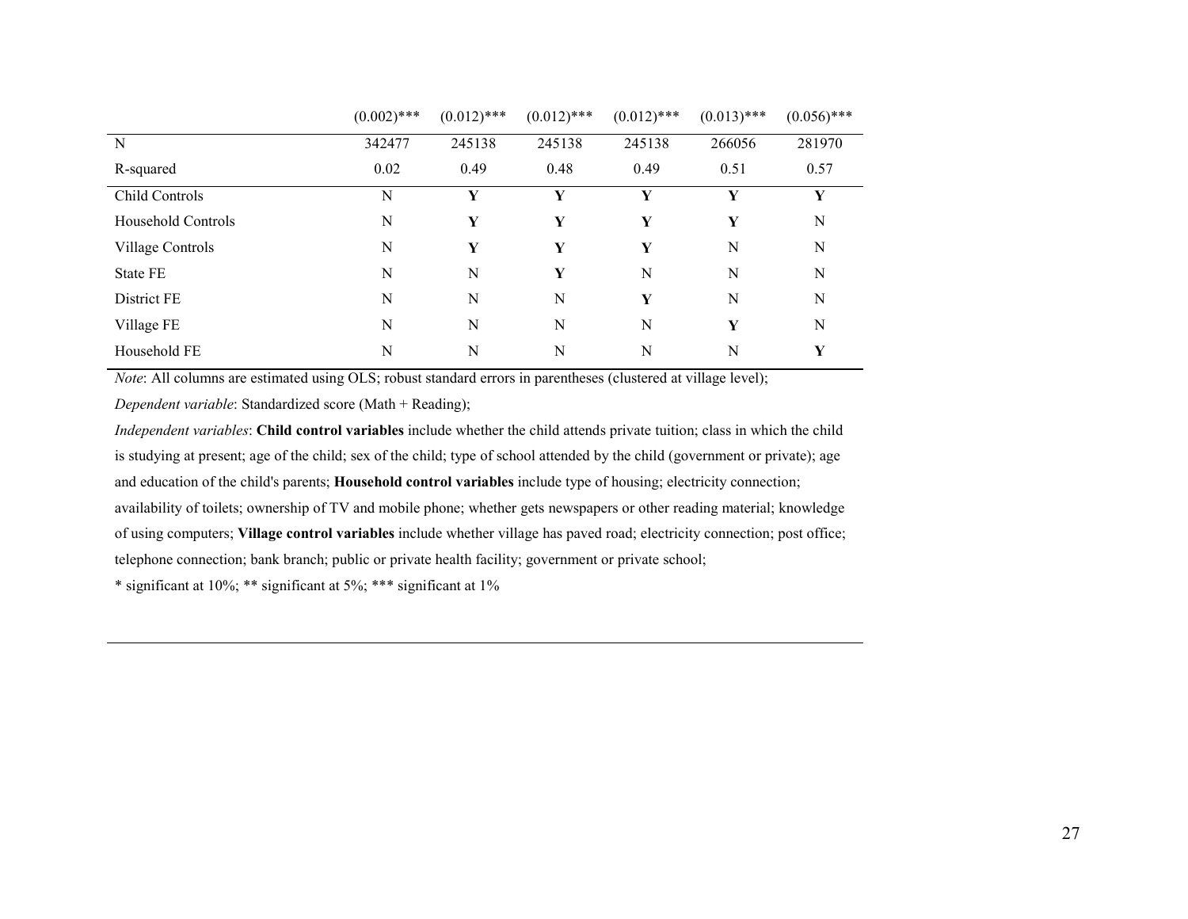| | | | | | | |
|---|---|---|---|---|---|---|
| | (0.002)*** | (0.012)*** | (0.012)*** | (0.012)*** | (0.013)*** | (0.056)*** |
| N | 342477 | 245138 | 245138 | 245138 | 266056 | 281970 |
| R-squared | 0.02 | 0.49 | 0.48 | 0.49 | 0.51 | 0.57 |
| Child Controls | N | **Y** | **Y** | **Y** | **Y** | **Y** |
| Household Controls | N | **Y** | **Y** | **Y** | **Y** | N |
| Village Controls | N | **Y** | **Y** | **Y** | N | N |
| State FE | N | N | **Y** | N | N | N |
| District FE | N | N | N | **Y** | N | N |
| Village FE | N | N | N | N | **Y** | N |
| Household FE | N | N | N | N | N | **Y** |

*Note*: All columns are estimated using OLS; robust standard errors in parentheses (clustered at village level);

*Dependent variable*: Standardized score (Math + Reading);

*Independent variables*: **Child control variables** include whether the child attends private tuition; class in which the child is studying at present; age of the child; sex of the child; type of school attended by the child (government or private); age and education of the child's parents; **Household control variables** include type of housing; electricity connection; availability of toilets; ownership of TV and mobile phone; whether gets newspapers or other reading material; knowledge of using computers; **Village control variables** include whether village has paved road; electricity connection; post office; telephone connection; bank branch; public or private health facility; government or private school;

* significant at 10%; ** significant at 5%; *** significant at 1%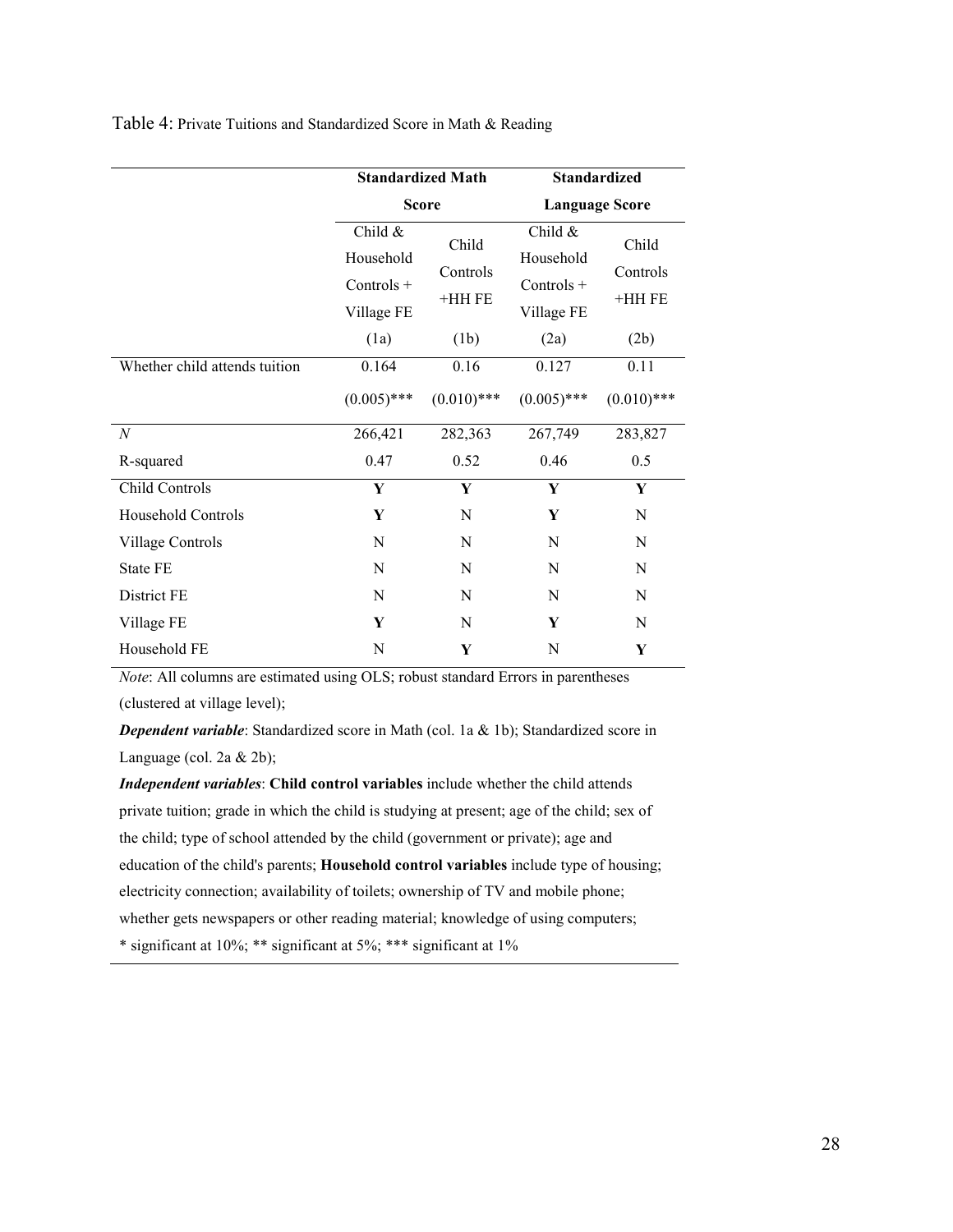Table 4: Private Tuitions and Standardized Score in Math & Reading

| | Standardized Math Score | | Standardized Language Score | |
|---|---|---|---|---|
| | Child & Household Controls + Village FE | Child Controls +HH FE | Child & Household Controls + Village FE | Child Controls +HH FE |
| | (1a) | (1b) | (2a) | (2b) |
| Whether child attends tuition | 0.164 | 0.16 | 0.127 | 0.11 |
| | (0.005)*** | (0.010)*** | (0.005)*** | (0.010)*** |
| *N* | 266,421 | 282,363 | 267,749 | 283,827 |
| R-squared | 0.47 | 0.52 | 0.46 | 0.5 |
| Child Controls | **Y** | **Y** | **Y** | **Y** |
| Household Controls | **Y** | N | **Y** | N |
| Village Controls | N | N | N | N |
| State FE | N | N | N | N |
| District FE | N | N | N | N |
| Village FE | **Y** | N | **Y** | N |
| Household FE | N | **Y** | N | **Y** |

*Note*: All columns are estimated using OLS; robust standard Errors in parentheses (clustered at village level);

***Dependent variable***: Standardized score in Math (col. 1a & 1b); Standardized score in Language (col. 2a & 2b);

***Independent variables***: **Child control variables** include whether the child attends private tuition; grade in which the child is studying at present; age of the child; sex of the child; type of school attended by the child (government or private); age and education of the child's parents; **Household control variables** include type of housing; electricity connection; availability of toilets; ownership of TV and mobile phone; whether gets newspapers or other reading material; knowledge of using computers;

* significant at 10%; ** significant at 5%; *** significant at 1%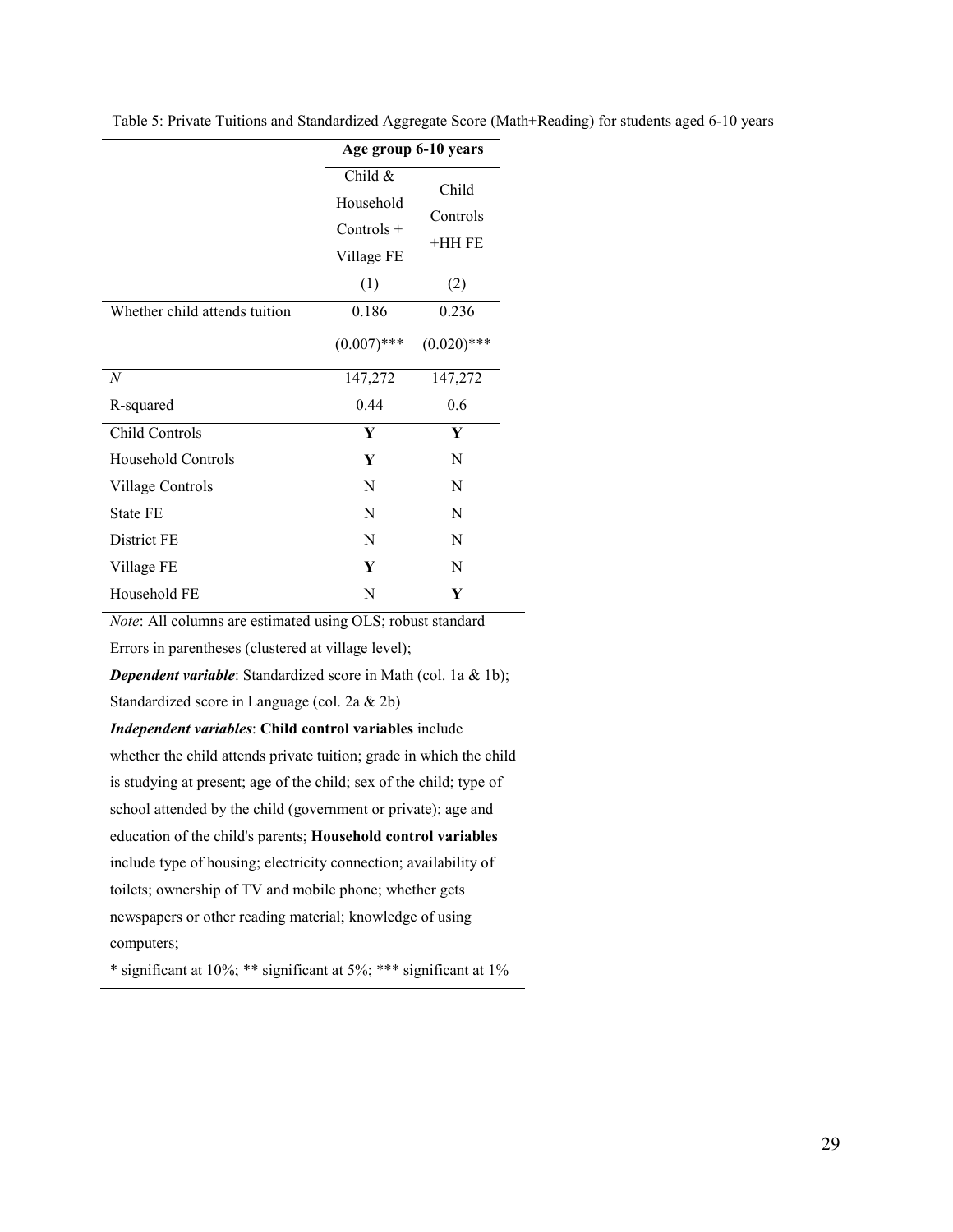Table 5: Private Tuitions and Standardized Aggregate Score (Math+Reading) for students aged 6-10 years

| | **Age group 6-10 years** | |
|---|---|---|
| | Child & Household Controls + Village FE | Child Controls +HH FE |
| | (1) | (2) |
| Whether child attends tuition | 0.186 | 0.236 |
| | (0.007)*** | (0.020)*** |
| *N* | 147,272 | 147,272 |
| R-squared | 0.44 | 0.6 |
| Child Controls | **Y** | **Y** |
| Household Controls | **Y** | N |
| Village Controls | N | N |
| State FE | N | N |
| District FE | N | N |
| Village FE | **Y** | N |
| Household FE | N | **Y** |

*Note*: All columns are estimated using OLS; robust standard Errors in parentheses (clustered at village level);

***Dependent variable***: Standardized score in Math (col. 1a & 1b); Standardized score in Language (col. 2a & 2b)

***Independent variables***: **Child control variables** include whether the child attends private tuition; grade in which the child is studying at present; age of the child; sex of the child; type of school attended by the child (government or private); age and education of the child's parents; **Household control variables** include type of housing; electricity connection; availability of toilets; ownership of TV and mobile phone; whether gets newspapers or other reading material; knowledge of using computers;

* significant at 10%; ** significant at 5%; *** significant at 1%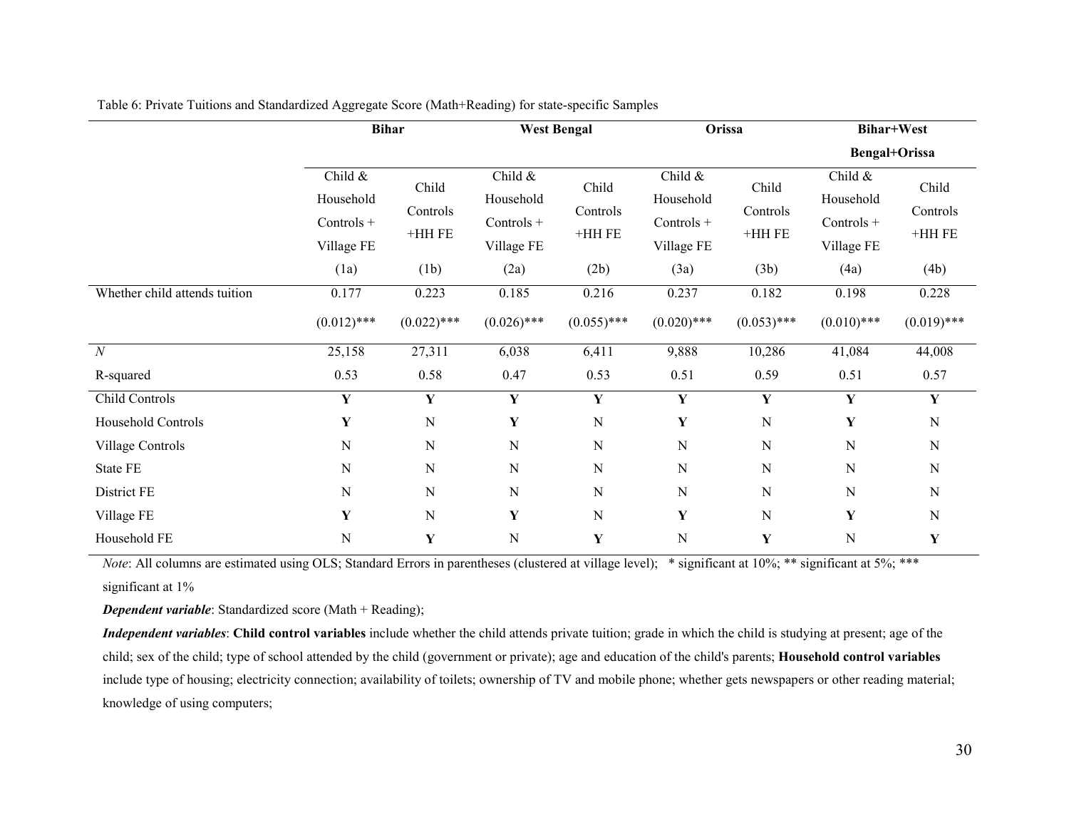Table 6: Private Tuitions and Standardized Aggregate Score (Math+Reading) for state-specific Samples

| | **Bihar** | | **West Bengal** | | **Orissa** | | **Bihar+West Bengal+Orissa** | |
|---|---|---|---|---|---|---|---|---|
| | Child & Household Controls + Village FE | Child Controls +HH FE | Child & Household Controls + Village FE | Child Controls +HH FE | Child & Household Controls + Village FE | Child Controls +HH FE | Child & Household Controls + Village FE | Child Controls +HH FE |
| | (1a) | (1b) | (2a) | (2b) | (3a) | (3b) | (4a) | (4b) |
| Whether child attends tuition | 0.177 | 0.223 | 0.185 | 0.216 | 0.237 | 0.182 | 0.198 | 0.228 |
| | (0.012)*** | (0.022)*** | (0.026)*** | (0.055)*** | (0.020)*** | (0.053)*** | (0.010)*** | (0.019)*** |
| *N* | 25,158 | 27,311 | 6,038 | 6,411 | 9,888 | 10,286 | 41,084 | 44,008 |
| R-squared | 0.53 | 0.58 | 0.47 | 0.53 | 0.51 | 0.59 | 0.51 | 0.57 |
| Child Controls | **Y** | **Y** | **Y** | **Y** | **Y** | **Y** | **Y** | **Y** |
| Household Controls | **Y** | N | **Y** | N | **Y** | N | **Y** | N |
| Village Controls | N | N | N | N | N | N | N | N |
| State FE | N | N | N | N | N | N | N | N |
| District FE | N | N | N | N | N | N | N | N |
| Village FE | **Y** | N | **Y** | N | **Y** | N | **Y** | N |
| Household FE | N | **Y** | N | **Y** | N | **Y** | N | **Y** |

*Note*: All columns are estimated using OLS; Standard Errors in parentheses (clustered at village level); * significant at 10%; ** significant at 5%; *** significant at 1%

***Dependent variable***: Standardized score (Math + Reading);

***Independent variables***: **Child control variables** include whether the child attends private tuition; grade in which the child is studying at present; age of the child; sex of the child; type of school attended by the child (government or private); age and education of the child's parents; **Household control variables** include type of housing; electricity connection; availability of toilets; ownership of TV and mobile phone; whether gets newspapers or other reading material; knowledge of using computers;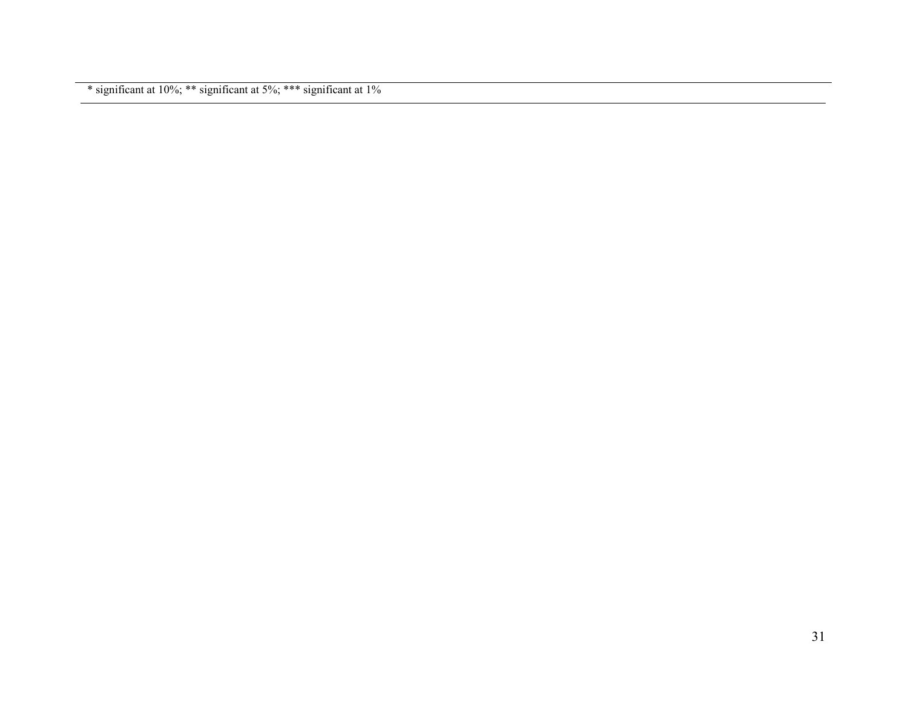* significant at 10%; ** significant at 5%; *** significant at 1%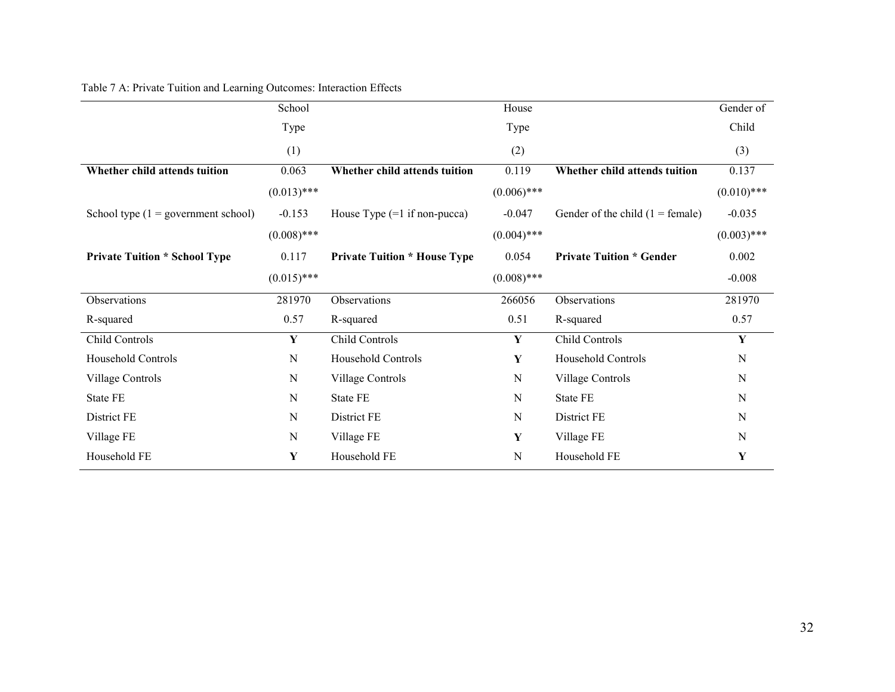Table 7 A: Private Tuition and Learning Outcomes: Interaction Effects

| | School Type | | House Type | | Gender of Child |
|---|---|---|---|---|---|
| | (1) | | (2) | | (3) |
| **Whether child attends tuition** | 0.063 | **Whether child attends tuition** | 0.119 | **Whether child attends tuition** | 0.137 |
| | (0.013)*** | | (0.006)*** | | (0.010)*** |
| School type (1 = government school) | -0.153 | House Type (=1 if non-pucca) | -0.047 | Gender of the child (1 = female) | -0.035 |
| | (0.008)*** | | (0.004)*** | | (0.003)*** |
| **Private Tuition * School Type** | 0.117 | **Private Tuition * House Type** | 0.054 | **Private Tuition * Gender** | 0.002 |
| | (0.015)*** | | (0.008)*** | | -0.008 |
| Observations | 281970 | Observations | 266056 | Observations | 281970 |
| R-squared | 0.57 | R-squared | 0.51 | R-squared | 0.57 |
| Child Controls | **Y** | Child Controls | **Y** | Child Controls | **Y** |
| Household Controls | N | Household Controls | **Y** | Household Controls | N |
| Village Controls | N | Village Controls | N | Village Controls | N |
| State FE | N | State FE | N | State FE | N |
| District FE | N | District FE | N | District FE | N |
| Village FE | N | Village FE | **Y** | Village FE | N |
| Household FE | **Y** | Household FE | N | Household FE | **Y** |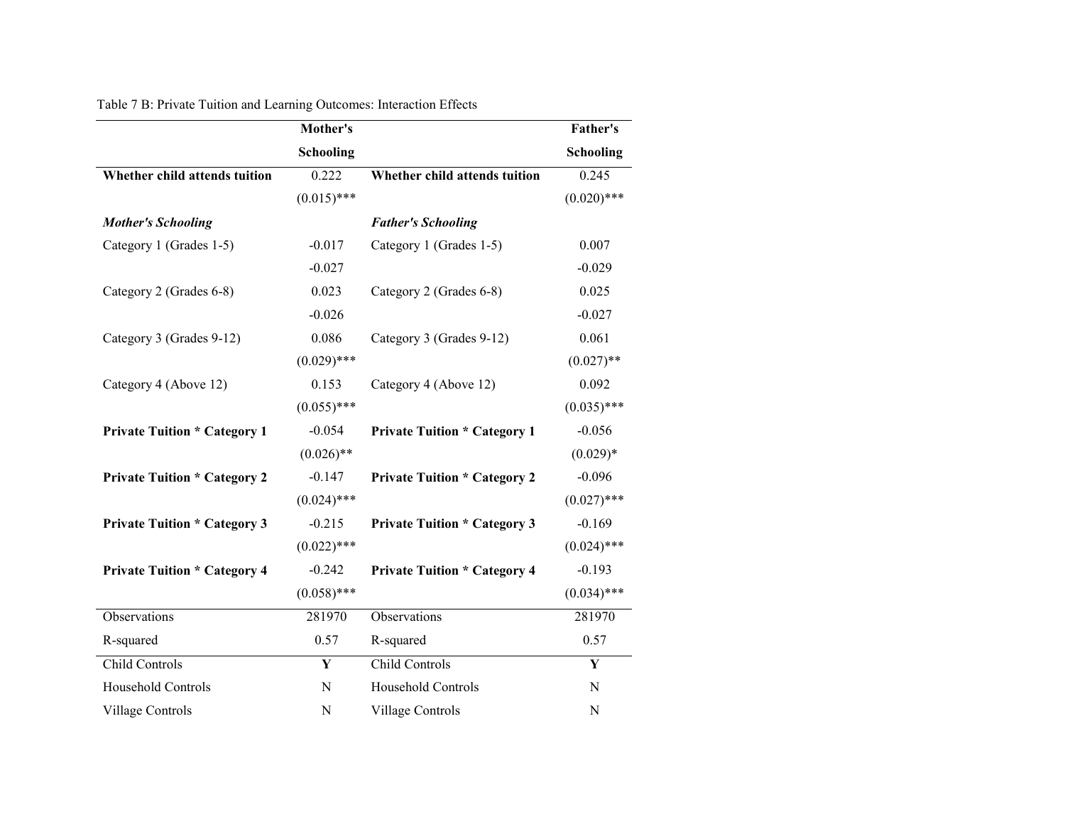Table 7 B: Private Tuition and Learning Outcomes: Interaction Effects

| | **Mother's Schooling** | | **Father's Schooling** |
|---|---|---|---|
| **Whether child attends tuition** | 0.222 | **Whether child attends tuition** | 0.245 |
| | (0.015)*** | | (0.020)*** |
| ***Mother's Schooling*** | | ***Father's Schooling*** | |
| Category 1 (Grades 1-5) | -0.017 | Category 1 (Grades 1-5) | 0.007 |
| | -0.027 | | -0.029 |
| Category 2 (Grades 6-8) | 0.023 | Category 2 (Grades 6-8) | 0.025 |
| | -0.026 | | -0.027 |
| Category 3 (Grades 9-12) | 0.086 | Category 3 (Grades 9-12) | 0.061 |
| | (0.029)*** | | (0.027)** |
| Category 4 (Above 12) | 0.153 | Category 4 (Above 12) | 0.092 |
| | (0.055)*** | | (0.035)*** |
| **Private Tuition * Category 1** | -0.054 | **Private Tuition * Category 1** | -0.056 |
| | (0.026)** | | (0.029)* |
| **Private Tuition * Category 2** | -0.147 | **Private Tuition * Category 2** | -0.096 |
| | (0.024)*** | | (0.027)*** |
| **Private Tuition * Category 3** | -0.215 | **Private Tuition * Category 3** | -0.169 |
| | (0.022)*** | | (0.024)*** |
| **Private Tuition * Category 4** | -0.242 | **Private Tuition * Category 4** | -0.193 |
| | (0.058)*** | | (0.034)*** |
| Observations | 281970 | Observations | 281970 |
| R-squared | 0.57 | R-squared | 0.57 |
| Child Controls | **Y** | Child Controls | **Y** |
| Household Controls | N | Household Controls | N |
| Village Controls | N | Village Controls | N |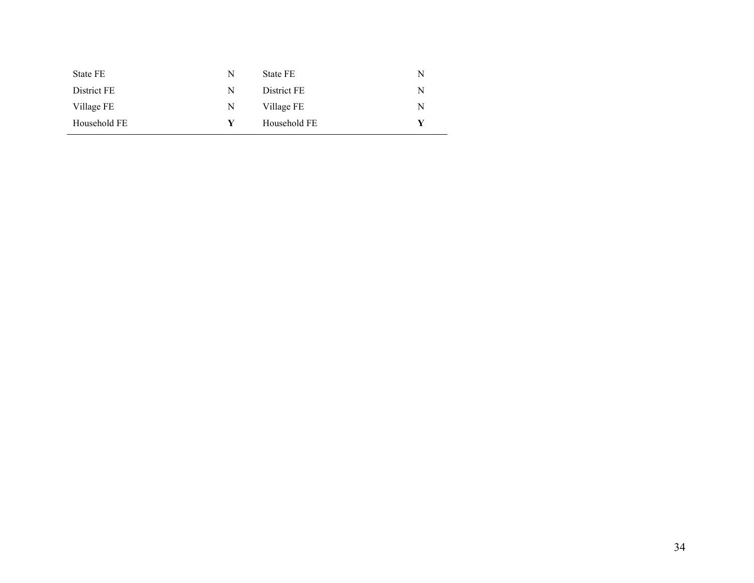| | | | |
|---|---|---|---|
| State FE | N | State FE | N |
| District FE | N | District FE | N |
| Village FE | N | Village FE | N |
| Household FE | **Y** | Household FE | **Y** |